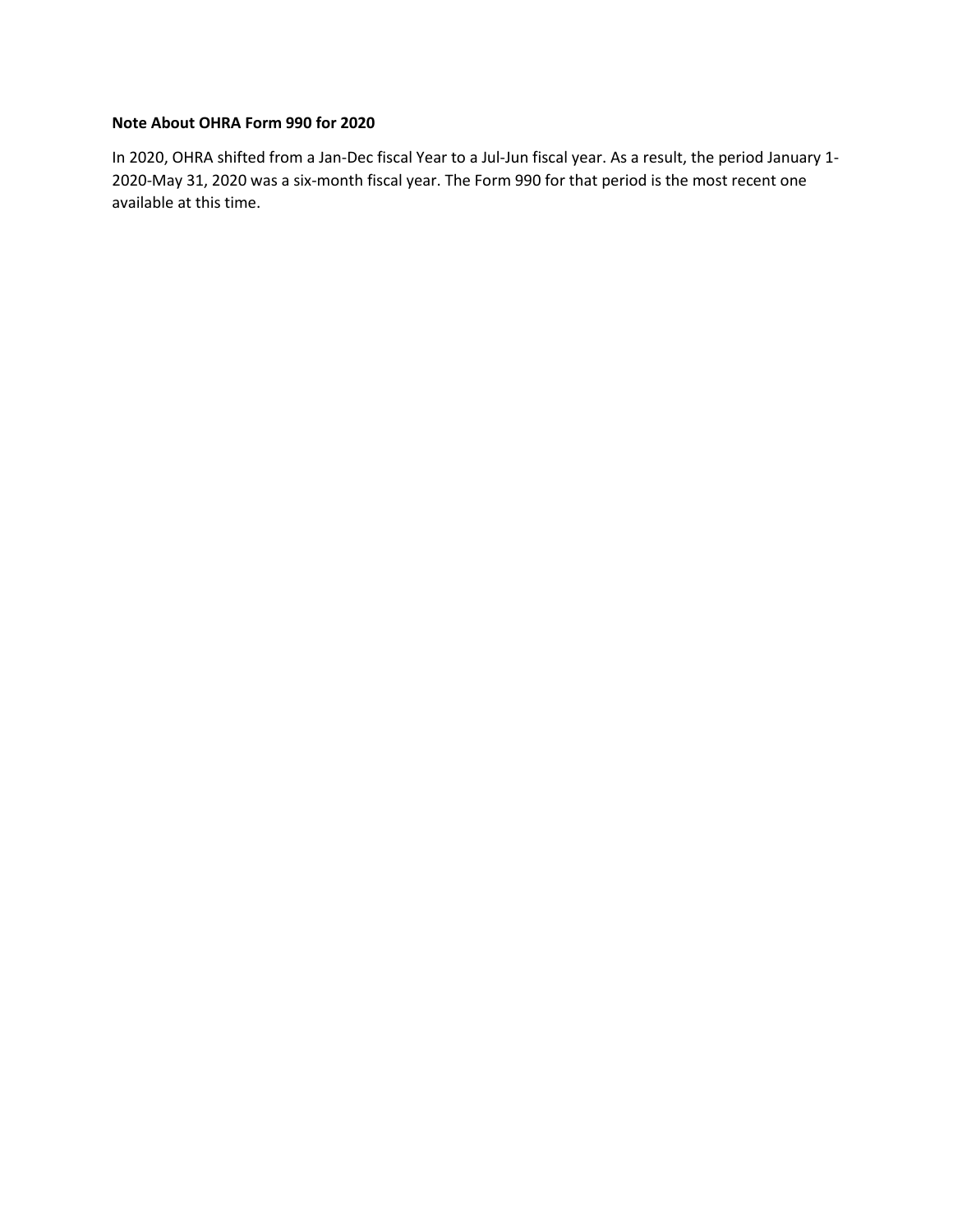**Note About OHRA Form 990 for 2020**

In 2020, OHRA shifted from a Jan-Dec fiscal Year to a Jul-Jun fiscal year. As a result, the period January 1-2020-May 31, 2020 was a six-month fiscal year. The Form 990 for that period is the most recent one available at this time.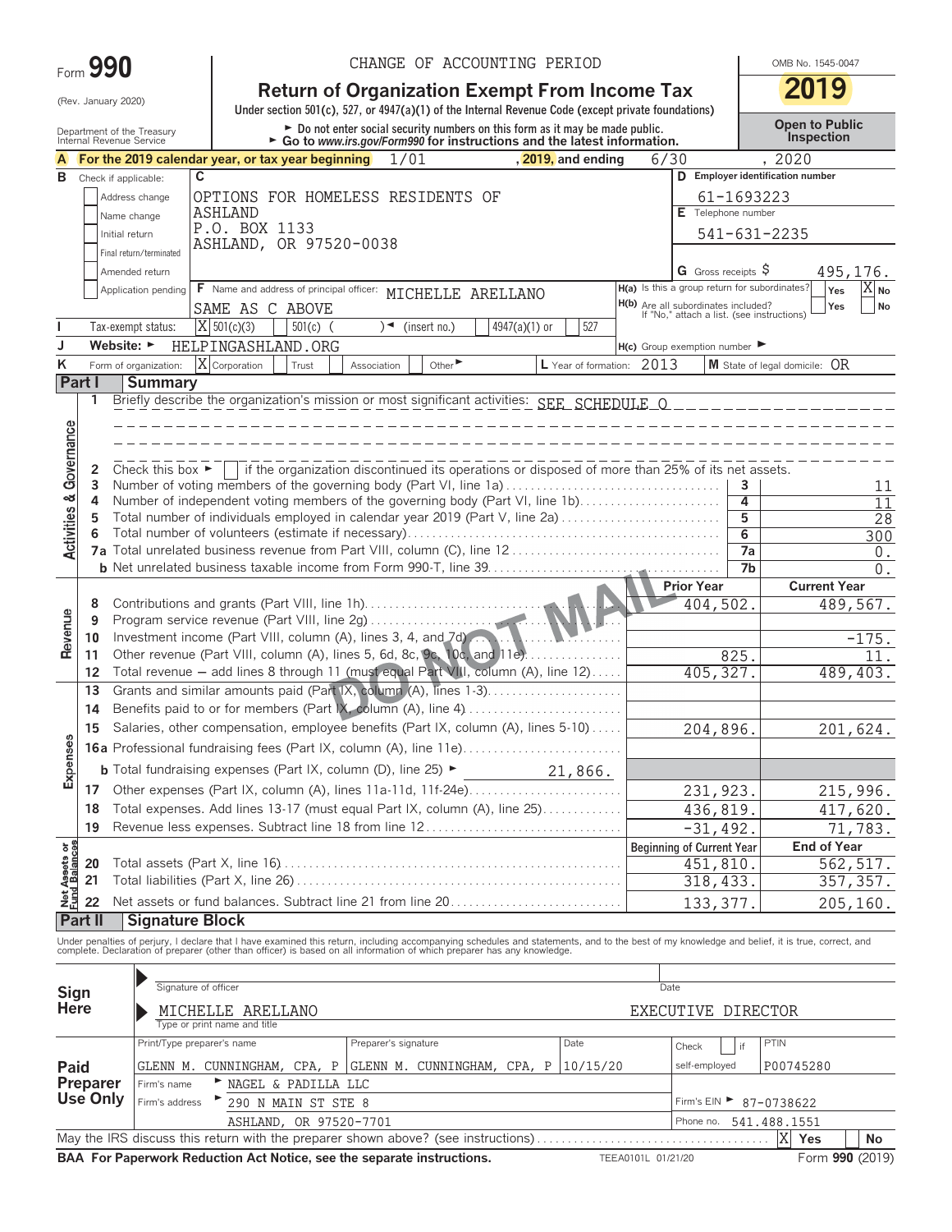Form **990**

(Rev. January 2020)

Department of the Treasury Internal Revenue Service

CHANGE OF ACCOUNTING PERIOD

# Return of Organization Exempt From Income Tax

Under section 501(c), 527, or 4947(a)(1) of the Internal Revenue Code (except private foundations)

► Do not enter social security numbers on this form as it may be made public.
► Go to www.irs.gov/Form990 for instructions and the latest information.

OMB No. 1545-0047

**2019**

**Open to Public Inspection**

**A** For the 2019 calendar year, or tax year beginning 1/01, 2019, and ending 6/30, 2020

**B** Check if applicable:
- [ ] Address change
- [ ] Name change
- [ ] Initial return
- [ ] Final return/terminated
- [ ] Amended return
- [ ] Application pending

**C** OPTIONS FOR HOMELESS RESIDENTS OF ASHLAND
P.O. BOX 1133
ASHLAND, OR 97520-0038

**D** Employer identification number: 61-1693223

**E** Telephone number: 541-631-2235

**G** Gross receipts $ 495,176.

**F** Name and address of principal officer: MICHELLE ARELLANO
SAME AS C ABOVE

**H(a)** Is this a group return for subordinates? Yes [ ] No [X]

**H(b)** Are all subordinates included? Yes [ ] No [ ]
If "No," attach a list. (see instructions)

**I** Tax-exempt status: [X] 501(c)(3) [ ] 501(c) ( ) ◄ (insert no.) [ ] 4947(a)(1) or [ ] 527

**J** Website: ► HELPINGASHLAND.ORG

**H(c)** Group exemption number ►

**K** Form of organization: [X] Corporation [ ] Trust [ ] Association [ ] Other ►

**L** Year of formation: 2013

**M** State of legal domicile: OR

## Part I Summary

**Activities & Governance**

1 Briefly describe the organization's mission or most significant activities: SEE SCHEDULE O

2 Check this box ► [ ] if the organization discontinued its operations or disposed of more than 25% of its net assets.

| | | | |
|---|---|---|---|
| 3 | Number of voting members of the governing body (Part VI, line 1a) | 3 | 11 |
| 4 | Number of independent voting members of the governing body (Part VI, line 1b) | 4 | 11 |
| 5 | Total number of individuals employed in calendar year 2019 (Part V, line 2a) | 5 | 28 |
| 6 | Total number of volunteers (estimate if necessary) | 6 | 300 |
| 7a | Total unrelated business revenue from Part VIII, column (C), line 12 | 7a | 0. |
| b | Net unrelated business taxable income from Form 990-T, line 39 | 7b | 0. |

| | | | Prior Year | Current Year |
|---|---|---|---|---|
| **Revenue** | 8 | Contributions and grants (Part VIII, line 1h) | 404,502. | 489,567. |
| | 9 | Program service revenue (Part VIII, line 2g) | | |
| | 10 | Investment income (Part VIII, column (A), lines 3, 4, and 7d) | | -175. |
| | 11 | Other revenue (Part VIII, column (A), lines 5, 6d, 8c, 9c, 10c, and 11e) | 825. | 11. |
| | 12 | Total revenue — add lines 8 through 11 (must equal Part VIII, column (A), line 12) | 405,327. | 489,403. |
| **Expenses** | 13 | Grants and similar amounts paid (Part IX, column (A), lines 1-3) | | |
| | 14 | Benefits paid to or for members (Part IX, column (A), line 4) | | |
| | 15 | Salaries, other compensation, employee benefits (Part IX, column (A), lines 5-10) | 204,896. | 201,624. |
| | 16a | Professional fundraising fees (Part IX, column (A), line 11e) | | |
| | b | Total fundraising expenses (Part IX, column (D), line 25) ► 21,866. | | |
| | 17 | Other expenses (Part IX, column (A), lines 11a-11d, 11f-24e) | 231,923. | 215,996. |
| | 18 | Total expenses. Add lines 13-17 (must equal Part IX, column (A), line 25) | 436,819. | 417,620. |
| | 19 | Revenue less expenses. Subtract line 18 from line 12 | -31,492. | 71,783. |

| | | | Beginning of Current Year | End of Year |
|---|---|---|---|---|
| **Net Assets or Fund Balances** | 20 | Total assets (Part X, line 16) | 451,810. | 562,517. |
| | 21 | Total liabilities (Part X, line 26) | 318,433. | 357,357. |
| | 22 | Net assets or fund balances. Subtract line 21 from line 20 | 133,377. | 205,160. |

DO NOT MAIL

## Part II Signature Block

Under penalties of perjury, I declare that I have examined this return, including accompanying schedules and statements, and to the best of my knowledge and belief, it is true, correct, and complete. Declaration of preparer (other than officer) is based on all information of which preparer has any knowledge.

**Sign Here**

Signature of officer | Date

MICHELLE ARELLANO EXECUTIVE DIRECTOR
Type or print name and title

**Paid Preparer Use Only**

| Print/Type preparer's name | Preparer's signature | Date | Check [ ] if self-employed | PTIN |
|---|---|---|---|---|
| GLENN M. CUNNINGHAM, CPA, P | GLENN M. CUNNINGHAM, CPA, P | 10/15/20 | | P00745280 |

Firm's name ► NAGEL & PADILLA LLC

Firm's address ► 290 N MAIN ST STE 8, ASHLAND, OR 97520-7701

Firm's EIN ► 87-0738622

Phone no. 541.488.1551

May the IRS discuss this return with the preparer shown above? (see instructions) [X] Yes [ ] No

**BAA For Paperwork Reduction Act Notice, see the separate instructions.** TEEA0101L 01/21/20 Form **990** (2019)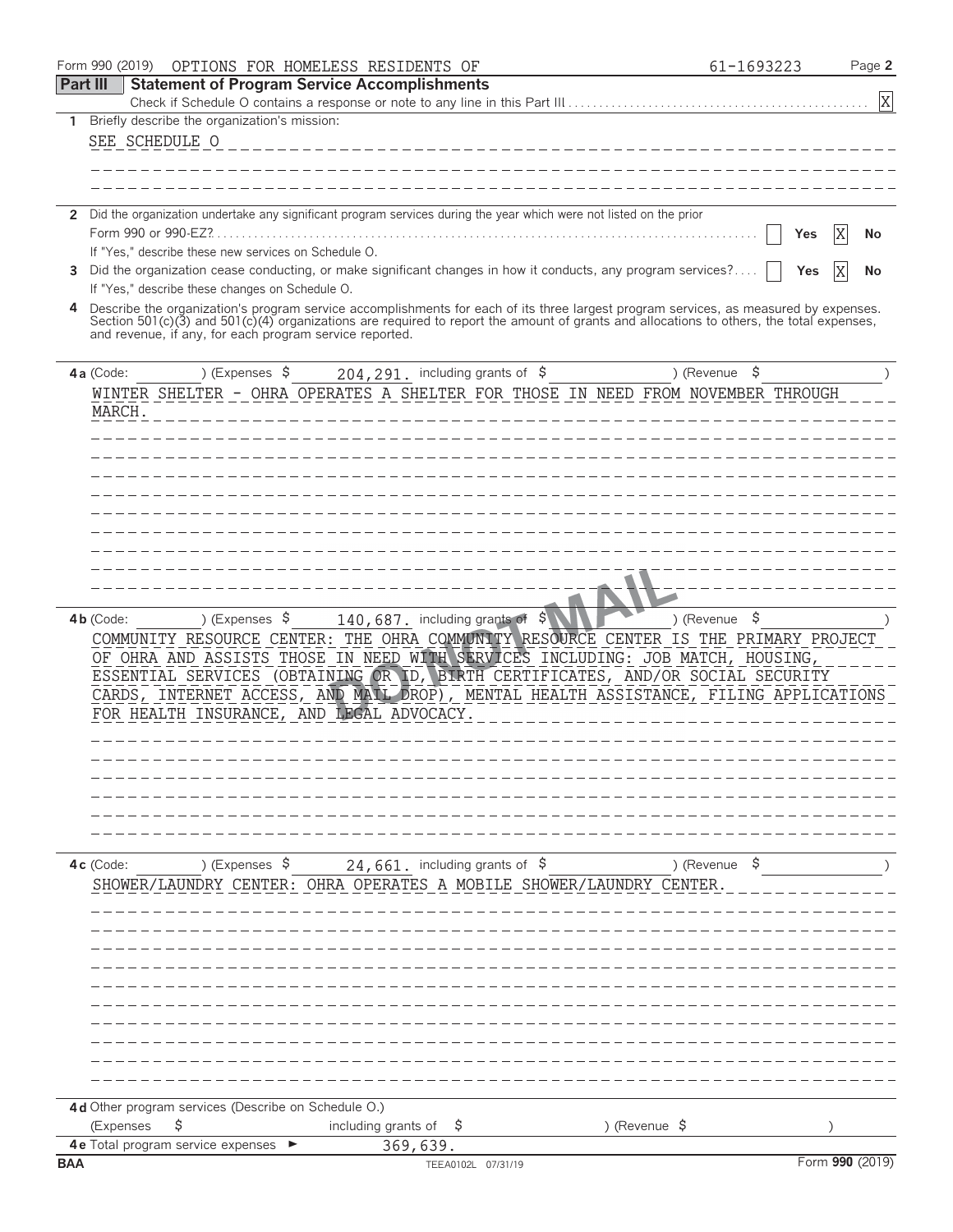Form 990 (2019) OPTIONS FOR HOMELESS RESIDENTS OF 61-1693223 Page **2**

## Part III Statement of Program Service Accomplishments

Check if Schedule O contains a response or note to any line in this Part III . . . . . . . . . . . . . . . . . . . . . . . . . . . . . . . . . . . . . . . . . . . . . . . . [X]

**1** Briefly describe the organization's mission:

SEE SCHEDULE O

**2** Did the organization undertake any significant program services during the year which were not listed on the prior Form 990 or 990-EZ? . . . . . . . . . . . . . . . . . . . . . . . . . . . . . . . . . . . . . . . . . . . . . . . . . . . . . . . . . . . . . . . . . . . . . . . . . . . [ ] **Yes** [X] **No**

If "Yes," describe these new services on Schedule O.

**3** Did the organization cease conducting, or make significant changes in how it conducts, any program services? . . . . [ ] **Yes** [X] **No**

If "Yes," describe these changes on Schedule O.

**4** Describe the organization's program service accomplishments for each of its three largest program services, as measured by expenses. Section 501(c)(3) and 501(c)(4) organizations are required to report the amount of grants and allocations to others, the total expenses, and revenue, if any, for each program service reported.

**4a** (Code: ) (Expenses $ 204,291. including grants of $ ) (Revenue $ )

WINTER SHELTER - OHRA OPERATES A SHELTER FOR THOSE IN NEED FROM NOVEMBER THROUGH MARCH.

**4b** (Code: ) (Expenses $ 140,687. including grants of $ ) (Revenue $ )

COMMUNITY RESOURCE CENTER: THE OHRA COMMUNITY RESOURCE CENTER IS THE PRIMARY PROJECT OF OHRA AND ASSISTS THOSE IN NEED WITH SERVICES INCLUDING: JOB MATCH, HOUSING, ESSENTIAL SERVICES (OBTAINING OR ID, BIRTH CERTIFICATES, AND/OR SOCIAL SECURITY CARDS, INTERNET ACCESS, AND MAIL DROP), MENTAL HEALTH ASSISTANCE, FILING APPLICATIONS FOR HEALTH INSURANCE, AND LEGAL ADVOCACY.

**4c** (Code: ) (Expenses $ 24,661. including grants of $ ) (Revenue $ )

SHOWER/LAUNDRY CENTER: OHRA OPERATES A MOBILE SHOWER/LAUNDRY CENTER.

**4d** Other program services (Describe on Schedule O.)

(Expenses $ including grants of $ ) (Revenue $ )

**4e** Total program service expenses ► 369,639.

BAA TEEA0102L 07/31/19 Form **990** (2019)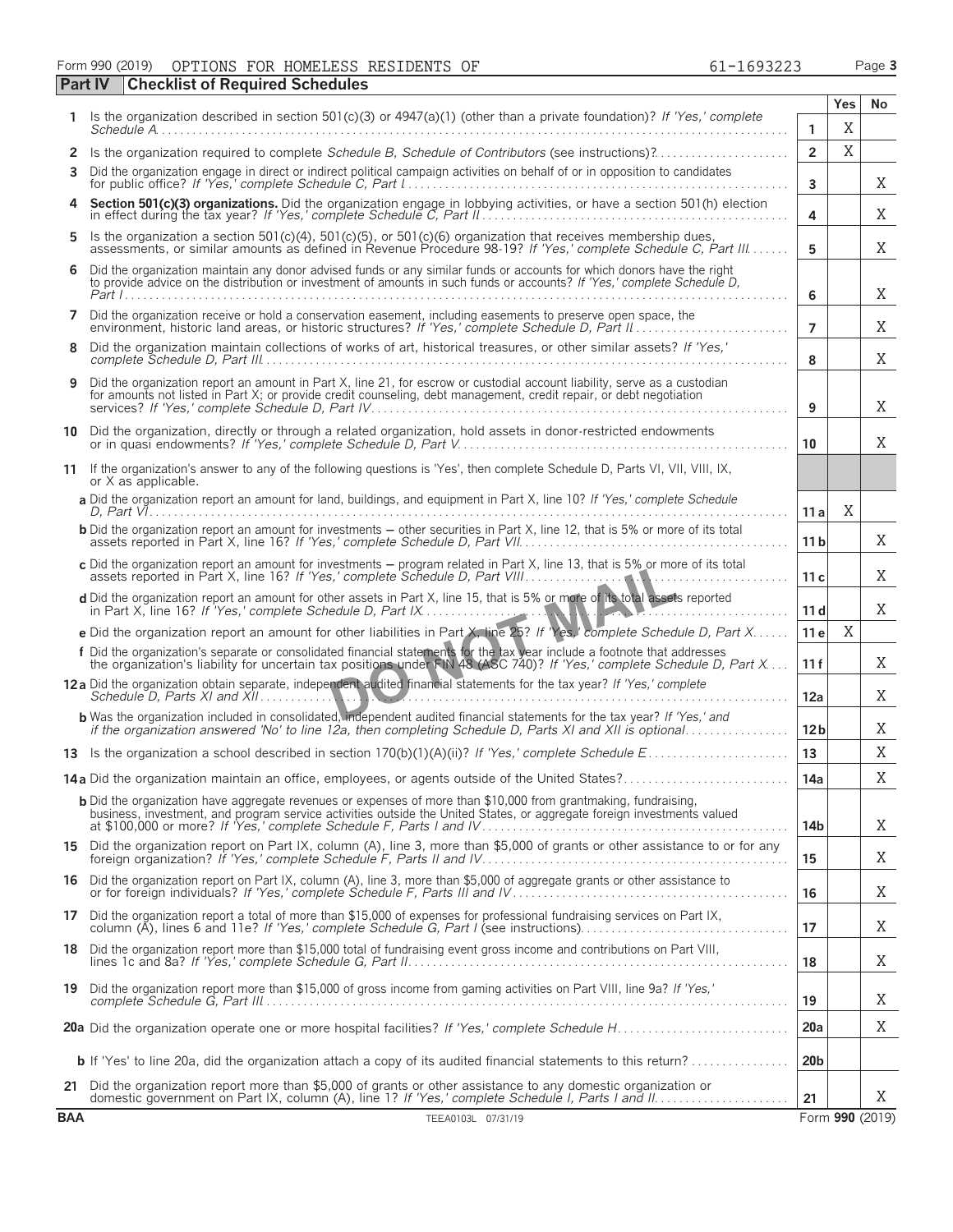Form 990 (2019) OPTIONS FOR HOMELESS RESIDENTS OF 61-1693223 Page 3

**Part IV Checklist of Required Schedules**

| | | | Yes | No |
|---|---|---|---|---|
| 1 | Is the organization described in section 501(c)(3) or 4947(a)(1) (other than a private foundation)? *If 'Yes,' complete Schedule A* | 1 | X | |
| 2 | Is the organization required to complete *Schedule B, Schedule of Contributors* (see instructions)? | 2 | X | |
| 3 | Did the organization engage in direct or indirect political campaign activities on behalf of or in opposition to candidates for public office? *If 'Yes,' complete Schedule C, Part I* | 3 | | X |
| 4 | **Section 501(c)(3) organizations.** Did the organization engage in lobbying activities, or have a section 501(h) election in effect during the tax year? *If 'Yes,' complete Schedule C, Part II* | 4 | | X |
| 5 | Is the organization a section 501(c)(4), 501(c)(5), or 501(c)(6) organization that receives membership dues, assessments, or similar amounts as defined in Revenue Procedure 98-19? *If 'Yes,' complete Schedule C, Part III* | 5 | | X |
| 6 | Did the organization maintain any donor advised funds or any similar funds or accounts for which donors have the right to provide advice on the distribution or investment of amounts in such funds or accounts? *If 'Yes,' complete Schedule D, Part I* | 6 | | X |
| 7 | Did the organization receive or hold a conservation easement, including easements to preserve open space, the environment, historic land areas, or historic structures? *If 'Yes,' complete Schedule D, Part II* | 7 | | X |
| 8 | Did the organization maintain collections of works of art, historical treasures, or other similar assets? *If 'Yes,' complete Schedule D, Part III* | 8 | | X |
| 9 | Did the organization report an amount in Part X, line 21, for escrow or custodial account liability, serve as a custodian for amounts not listed in Part X; or provide credit counseling, debt management, credit repair, or debt negotiation services? *If 'Yes,' complete Schedule D, Part IV* | 9 | | X |
| 10 | Did the organization, directly or through a related organization, hold assets in donor-restricted endowments or in quasi endowments? *If 'Yes,' complete Schedule D, Part V* | 10 | | X |
| 11 | If the organization's answer to any of the following questions is 'Yes', then complete Schedule D, Parts VI, VII, VIII, IX, or X as applicable. | | | |
| | **a** Did the organization report an amount for land, buildings, and equipment in Part X, line 10? *If 'Yes,' complete Schedule D, Part VI* | 11a | X | |
| | **b** Did the organization report an amount for investments – other securities in Part X, line 12, that is 5% or more of its total assets reported in Part X, line 16? *If 'Yes,' complete Schedule D, Part VII* | 11b | | X |
| | **c** Did the organization report an amount for investments – program related in Part X, line 13, that is 5% or more of its total assets reported in Part X, line 16? *If 'Yes,' complete Schedule D, Part VIII* | 11c | | X |
| | **d** Did the organization report an amount for other assets in Part X, line 15, that is 5% or more of its total assets reported in Part X, line 16? *If 'Yes,' complete Schedule D, Part IX* | 11d | | X |
| | **e** Did the organization report an amount for other liabilities in Part X, line 25? *If 'Yes,' complete Schedule D, Part X* | 11e | X | |
| | **f** Did the organization's separate or consolidated financial statements for the tax year include a footnote that addresses the organization's liability for uncertain tax positions under FIN 48 (ASC 740)? *If 'Yes,' complete Schedule D, Part X* | 11f | | X |
| 12a | Did the organization obtain separate, independent audited financial statements for the tax year? *If 'Yes,' complete Schedule D, Parts XI and XII* | 12a | | X |
| | **b** Was the organization included in consolidated, independent audited financial statements for the tax year? *If 'Yes,' and if the organization answered 'No' to line 12a, then completing Schedule D, Parts XI and XII is optional* | 12b | | X |
| 13 | Is the organization a school described in section 170(b)(1)(A)(ii)? *If 'Yes,' complete Schedule E* | 13 | | X |
| 14a | Did the organization maintain an office, employees, or agents outside of the United States? | 14a | | X |
| | **b** Did the organization have aggregate revenues or expenses of more than $10,000 from grantmaking, fundraising, business, investment, and program service activities outside the United States, or aggregate foreign investments valued at $100,000 or more? *If 'Yes,' complete Schedule F, Parts I and IV* | 14b | | X |
| 15 | Did the organization report on Part IX, column (A), line 3, more than $5,000 of grants or other assistance to or for any foreign organization? *If 'Yes,' complete Schedule F, Parts II and IV* | 15 | | X |
| 16 | Did the organization report on Part IX, column (A), line 3, more than $5,000 of aggregate grants or other assistance to or for foreign individuals? *If 'Yes,' complete Schedule F, Parts III and IV* | 16 | | X |
| 17 | Did the organization report a total of more than $15,000 of expenses for professional fundraising services on Part IX, column (A), lines 6 and 11e? *If 'Yes,' complete Schedule G, Part I* (see instructions) | 17 | | X |
| 18 | Did the organization report more than $15,000 total of fundraising event gross income and contributions on Part VIII, lines 1c and 8a? *If 'Yes,' complete Schedule G, Part II* | 18 | | X |
| 19 | Did the organization report more than $15,000 of gross income from gaming activities on Part VIII, line 9a? *If 'Yes,' complete Schedule G, Part III* | 19 | | X |
| 20a | Did the organization operate one or more hospital facilities? *If 'Yes,' complete Schedule H* | 20a | | X |
| | **b** If 'Yes' to line 20a, did the organization attach a copy of its audited financial statements to this return? | 20b | | |
| 21 | Did the organization report more than $5,000 of grants or other assistance to any domestic organization or domestic government on Part IX, column (A), line 1? *If 'Yes,' complete Schedule I, Parts I and II* | 21 | | X |

BAA TEEA0103L 07/31/19 Form **990** (2019)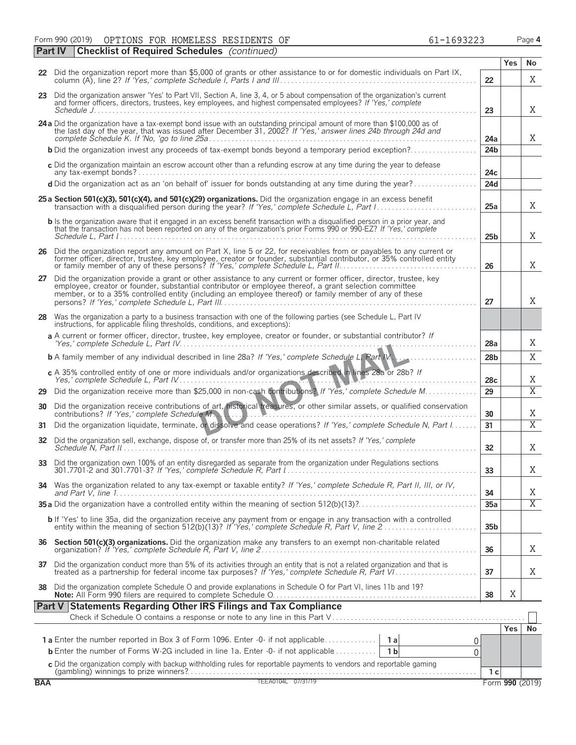Form 990 (2019) OPTIONS FOR HOMELESS RESIDENTS OF 61-1693223 Page 4

**Part IV Checklist of Required Schedules** *(continued)*

| | | | Yes | No |
|---|---|---|---|---|
| 22 | Did the organization report more than $5,000 of grants or other assistance to or for domestic individuals on Part IX, column (A), line 2? *If 'Yes,' complete Schedule I, Parts I and III* | 22 | | X |
| 23 | Did the organization answer 'Yes' to Part VII, Section A, line 3, 4, or 5 about compensation of the organization's current and former officers, directors, trustees, key employees, and highest compensated employees? *If 'Yes,' complete Schedule J* | 23 | | X |
| 24a | Did the organization have a tax-exempt bond issue with an outstanding principal amount of more than $100,000 as of the last day of the year, that was issued after December 31, 2002? *If 'Yes,' answer lines 24b through 24d and complete Schedule K. If 'No,' go to line 25a* | 24a | | X |
| b | Did the organization invest any proceeds of tax-exempt bonds beyond a temporary period exception? | 24b | | |
| c | Did the organization maintain an escrow account other than a refunding escrow at any time during the year to defease any tax-exempt bonds? | 24c | | |
| d | Did the organization act as an 'on behalf of' issuer for bonds outstanding at any time during the year? | 24d | | |
| 25a | **Section 501(c)(3), 501(c)(4), and 501(c)(29) organizations.** Did the organization engage in an excess benefit transaction with a disqualified person during the year? *If 'Yes,' complete Schedule L, Part I* | 25a | | X |
| b | Is the organization aware that it engaged in an excess benefit transaction with a disqualified person in a prior year, and that the transaction has not been reported on any of the organization's prior Forms 990 or 990-EZ? *If 'Yes,' complete Schedule L, Part I* | 25b | | X |
| 26 | Did the organization report any amount on Part X, line 5 or 22, for receivables from or payables to any current or former officer, director, trustee, key employee, creator or founder, substantial contributor, or 35% controlled entity or family member of any of these persons? *If 'Yes,' complete Schedule L, Part II* | 26 | | X |
| 27 | Did the organization provide a grant or other assistance to any current or former officer, director, trustee, key employee, creator or founder, substantial contributor or employee thereof, a grant selection committee member, or to a 35% controlled entity (including an employee thereof) or family member of any of these persons? *If 'Yes,' complete Schedule L, Part III* | 27 | | X |
| 28 | Was the organization a party to a business transaction with one of the following parties (see Schedule L, Part IV instructions, for applicable filing thresholds, conditions, and exceptions): | | | |
| a | A current or former officer, director, trustee, key employee, creator or founder, or substantial contributor? *If 'Yes,' complete Schedule L, Part IV* | 28a | | X |
| b | A family member of any individual described in line 28a? *If 'Yes,' complete Schedule L, Part IV* | 28b | | X |
| c | A 35% controlled entity of one or more individuals and/or organizations described in lines 28a or 28b? *If Yes,' complete Schedule L, Part IV* | 28c | | X |
| 29 | Did the organization receive more than $25,000 in non-cash contributions? *If 'Yes,' complete Schedule M* | 29 | | X |
| 30 | Did the organization receive contributions of art, historical treasures, or other similar assets, or qualified conservation contributions? *If 'Yes,' complete Schedule M* | 30 | | X |
| 31 | Did the organization liquidate, terminate, or dissolve and cease operations? *If 'Yes,' complete Schedule N, Part I* | 31 | | X |
| 32 | Did the organization sell, exchange, dispose of, or transfer more than 25% of its net assets? *If 'Yes,' complete Schedule N, Part II* | 32 | | X |
| 33 | Did the organization own 100% of an entity disregarded as separate from the organization under Regulations sections 301.7701-2 and 301.7701-3? *If 'Yes,' complete Schedule R, Part I* | 33 | | X |
| 34 | Was the organization related to any tax-exempt or taxable entity? *If 'Yes,' complete Schedule R, Part II, III, or IV, and Part V, line 1* | 34 | | X |
| 35a | Did the organization have a controlled entity within the meaning of section 512(b)(13)? | 35a | | X |
| b | If 'Yes' to line 35a, did the organization receive any payment from or engage in any transaction with a controlled entity within the meaning of section 512(b)(13)? *If 'Yes,' complete Schedule R, Part V, line 2* | 35b | | |
| 36 | **Section 501(c)(3) organizations.** Did the organization make any transfers to an exempt non-charitable related organization? *If 'Yes,' complete Schedule R, Part V, line 2* | 36 | | X |
| 37 | Did the organization conduct more than 5% of its activities through an entity that is not a related organization and that is treated as a partnership for federal income tax purposes? *If 'Yes,' complete Schedule R, Part VI* | 37 | | X |
| 38 | Did the organization complete Schedule O and provide explanations in Schedule O for Part VI, lines 11b and 19? **Note:** All Form 990 filers are required to complete Schedule O. | 38 | X | |

**Part V Statements Regarding Other IRS Filings and Tax Compliance**

Check if Schedule O contains a response or note to any line in this Part V ☐

| | | | | | Yes | No |
|---|---|---|---|---|---|---|
| 1a | Enter the number reported in Box 3 of Form 1096. Enter -0- if not applicable | 1a | 0 | | | |
| b | Enter the number of Forms W-2G included in line 1a. Enter -0- if not applicable | 1b | 0 | | | |
| c | Did the organization comply with backup withholding rules for reportable payments to vendors and reportable gaming (gambling) winnings to prize winners? | | | 1c | | |

BAA TEEA0104L 07/31/19 Form **990** (2019)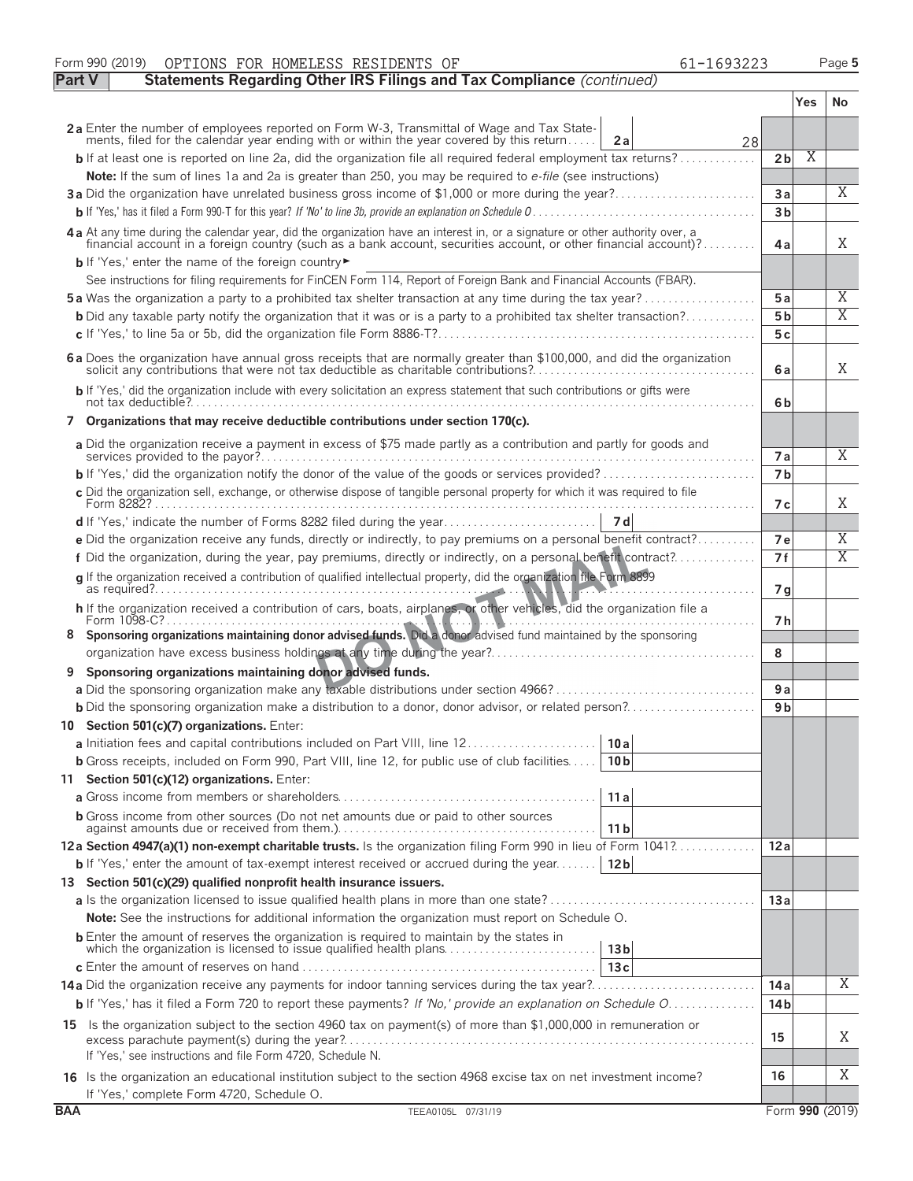Form 990 (2019) OPTIONS FOR HOMELESS RESIDENTS OF 61-1693223 Page 5

## Part V Statements Regarding Other IRS Filings and Tax Compliance *(continued)*

| | | | Yes | No |
|---|---|---|---|---|
| **2a** Enter the number of employees reported on Form W-3, Transmittal of Wage and Tax Statements, filed for the calendar year ending with or within the year covered by this return | 2a | 28 | | |
| **b** If at least one is reported on line 2a, did the organization file all required federal employment tax returns? | | 2b | X | |
| **Note:** If the sum of lines 1a and 2a is greater than 250, you may be required to *e-file* (see instructions) | | | | |
| **3a** Did the organization have unrelated business gross income of $1,000 or more during the year? | | 3a | | X |
| **b** If 'Yes,' has it filed a Form 990-T for this year? *If 'No' to line 3b, provide an explanation on Schedule O* | | 3b | | |
| **4a** At any time during the calendar year, did the organization have an interest in, or a signature or other authority over, a financial account in a foreign country (such as a bank account, securities account, or other financial account)? | | 4a | | X |
| **b** If 'Yes,' enter the name of the foreign country ► | | | | |
| See instructions for filing requirements for FinCEN Form 114, Report of Foreign Bank and Financial Accounts (FBAR). | | | | |
| **5a** Was the organization a party to a prohibited tax shelter transaction at any time during the tax year? | | 5a | | X |
| **b** Did any taxable party notify the organization that it was or is a party to a prohibited tax shelter transaction? | | 5b | | X |
| **c** If 'Yes,' to line 5a or 5b, did the organization file Form 8886-T? | | 5c | | |
| **6a** Does the organization have annual gross receipts that are normally greater than $100,000, and did the organization solicit any contributions that were not tax deductible as charitable contributions? | | 6a | | X |
| **b** If 'Yes,' did the organization include with every solicitation an express statement that such contributions or gifts were not tax deductible? | | 6b | | |
| **7 Organizations that may receive deductible contributions under section 170(c).** | | | | |
| **a** Did the organization receive a payment in excess of $75 made partly as a contribution and partly for goods and services provided to the payor? | | 7a | | X |
| **b** If 'Yes,' did the organization notify the donor of the value of the goods or services provided? | | 7b | | |
| **c** Did the organization sell, exchange, or otherwise dispose of tangible personal property for which it was required to file Form 8282? | | 7c | | X |
| **d** If 'Yes,' indicate the number of Forms 8282 filed during the year | 7d | | | |
| **e** Did the organization receive any funds, directly or indirectly, to pay premiums on a personal benefit contract? | | 7e | | X |
| **f** Did the organization, during the year, pay premiums, directly or indirectly, on a personal benefit contract? | | 7f | | X |
| **g** If the organization received a contribution of qualified intellectual property, did the organization file Form 8899 as required? | | 7g | | |
| **h** If the organization received a contribution of cars, boats, airplanes, or other vehicles, did the organization file a Form 1098-C? | | 7h | | |
| **8 Sponsoring organizations maintaining donor advised funds.** Did a donor advised fund maintained by the sponsoring organization have excess business holdings at any time during the year? | | 8 | | |
| **9 Sponsoring organizations maintaining donor advised funds.** | | | | |
| **a** Did the sponsoring organization make any taxable distributions under section 4966? | | 9a | | |
| **b** Did the sponsoring organization make a distribution to a donor, donor advisor, or related person? | | 9b | | |
| **10 Section 501(c)(7) organizations.** Enter: | | | | |
| **a** Initiation fees and capital contributions included on Part VIII, line 12 | 10a | | | |
| **b** Gross receipts, included on Form 990, Part VIII, line 12, for public use of club facilities | 10b | | | |
| **11 Section 501(c)(12) organizations.** Enter: | | | | |
| **a** Gross income from members or shareholders | 11a | | | |
| **b** Gross income from other sources (Do not net amounts due or paid to other sources against amounts due or received from them.) | 11b | | | |
| **12a Section 4947(a)(1) non-exempt charitable trusts.** Is the organization filing Form 990 in lieu of Form 1041? | | 12a | | |
| **b** If 'Yes,' enter the amount of tax-exempt interest received or accrued during the year | 12b | | | |
| **13 Section 501(c)(29) qualified nonprofit health insurance issuers.** | | | | |
| **a** Is the organization licensed to issue qualified health plans in more than one state? | | 13a | | |
| **Note:** See the instructions for additional information the organization must report on Schedule O. | | | | |
| **b** Enter the amount of reserves the organization is required to maintain by the states in which the organization is licensed to issue qualified health plans | 13b | | | |
| **c** Enter the amount of reserves on hand | 13c | | | |
| **14a** Did the organization receive any payments for indoor tanning services during the tax year? | | 14a | | X |
| **b** If 'Yes,' has it filed a Form 720 to report these payments? *If 'No,' provide an explanation on Schedule O* | | 14b | | |
| **15** Is the organization subject to the section 4960 tax on payment(s) of more than $1,000,000 in remuneration or excess parachute payment(s) during the year? If 'Yes,' see instructions and file Form 4720, Schedule N. | | 15 | | X |
| **16** Is the organization an educational institution subject to the section 4968 excise tax on net investment income? If 'Yes,' complete Form 4720, Schedule O. | | 16 | | X |

BAA TEEA0105L 07/31/19 Form **990** (2019)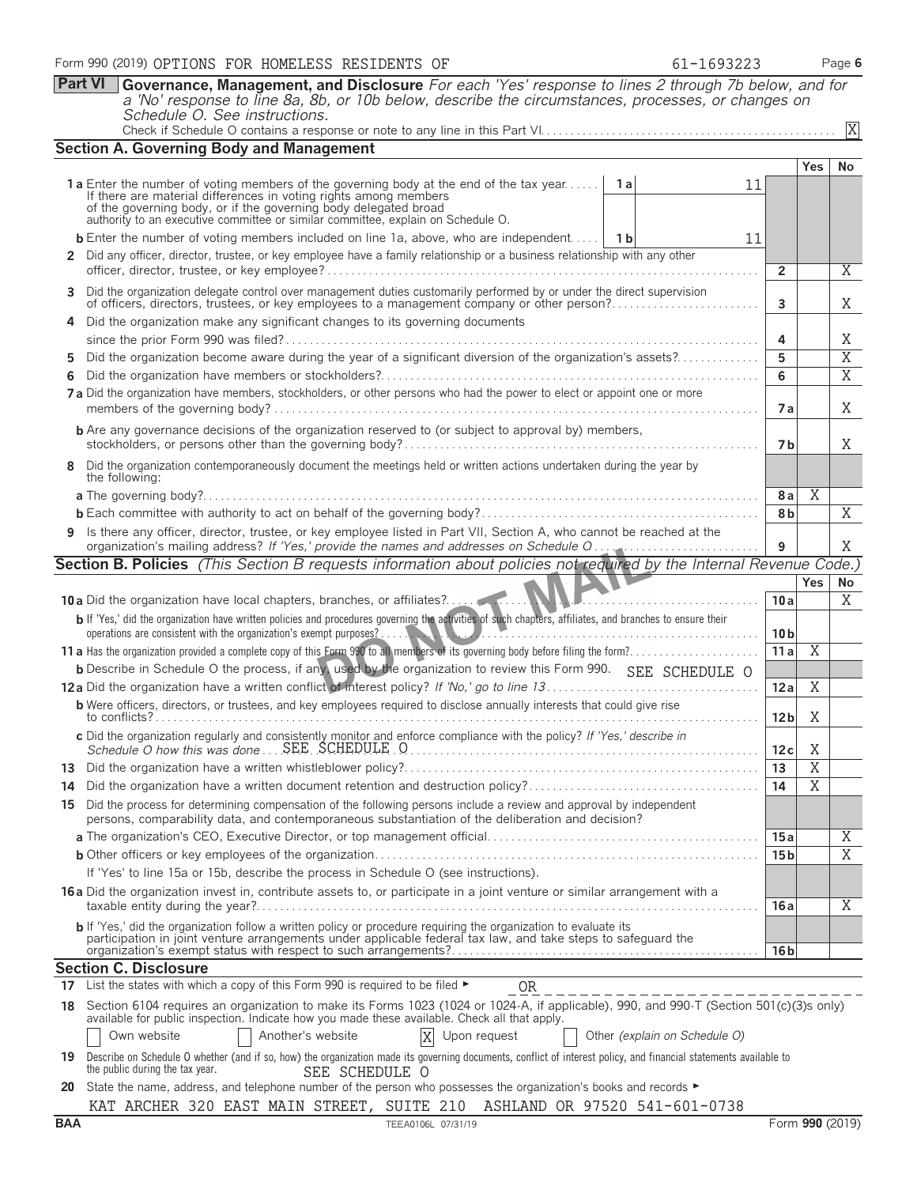Form 990 (2019) OPTIONS FOR HOMELESS RESIDENTS OF 61-1693223

**Part VI Governance, Management, and Disclosure** *For each 'Yes' response to lines 2 through 7b below, and for a 'No' response to line 8a, 8b, or 10b below, describe the circumstances, processes, or changes on Schedule O. See instructions.*

Check if Schedule O contains a response or note to any line in this Part VI. [X]

## Section A. Governing Body and Management

| | | | Yes | No |
|---|---|---|---|---|
| **1a** Enter the number of voting members of the governing body at the end of the tax year. If there are material differences in voting rights among members of the governing body, or if the governing body delegated broad authority to an executive committee or similar committee, explain on Schedule O. | 1a | 11 | | |
| **b** Enter the number of voting members included on line 1a, above, who are independent. | 1b | 11 | | |
| **2** Did any officer, director, trustee, or key employee have a family relationship or a business relationship with any other officer, director, trustee, or key employee? | 2 | | | X |
| **3** Did the organization delegate control over management duties customarily performed by or under the direct supervision of officers, directors, trustees, or key employees to a management company or other person? | 3 | | | X |
| **4** Did the organization make any significant changes to its governing documents since the prior Form 990 was filed? | 4 | | | X |
| **5** Did the organization become aware during the year of a significant diversion of the organization's assets? | 5 | | | X |
| **6** Did the organization have members or stockholders? | 6 | | | X |
| **7a** Did the organization have members, stockholders, or other persons who had the power to elect or appoint one or more members of the governing body? | 7a | | | X |
| **b** Are any governance decisions of the organization reserved to (or subject to approval by) members, stockholders, or persons other than the governing body? | 7b | | | X |
| **8** Did the organization contemporaneously document the meetings held or written actions undertaken during the year by the following: | | | | |
| **a** The governing body? | 8a | | X | |
| **b** Each committee with authority to act on behalf of the governing body? | 8b | | | X |
| **9** Is there any officer, director, trustee, or key employee listed in Part VII, Section A, who cannot be reached at the organization's mailing address? *If 'Yes,' provide the names and addresses on Schedule O* | 9 | | | X |

## Section B. Policies *(This Section B requests information about policies not required by the Internal Revenue Code.)*

| | | Yes | No |
|---|---|---|---|
| **10a** Did the organization have local chapters, branches, or affiliates? | 10a | | X |
| **b** If 'Yes,' did the organization have written policies and procedures governing the activities of such chapters, affiliates, and branches to ensure their operations are consistent with the organization's exempt purposes? | 10b | | |
| **11a** Has the organization provided a complete copy of this Form 990 to all members of its governing body before filing the form? | 11a | X | |
| **b** Describe in Schedule O the process, if any, used by the organization to review this Form 990. SEE SCHEDULE O | | | |
| **12a** Did the organization have a written conflict of interest policy? *If 'No,' go to line 13* | 12a | X | |
| **b** Were officers, directors, or trustees, and key employees required to disclose annually interests that could give rise to conflicts? | 12b | X | |
| **c** Did the organization regularly and consistently monitor and enforce compliance with the policy? *If 'Yes,' describe in Schedule O how this was done* SEE SCHEDULE O | 12c | X | |
| **13** Did the organization have a written whistleblower policy? | 13 | X | |
| **14** Did the organization have a written document retention and destruction policy? | 14 | X | |
| **15** Did the process for determining compensation of the following persons include a review and approval by independent persons, comparability data, and contemporaneous substantiation of the deliberation and decision? | | | |
| **a** The organization's CEO, Executive Director, or top management official | 15a | | X |
| **b** Other officers or key employees of the organization | 15b | | X |
| If 'Yes' to line 15a or 15b, describe the process in Schedule O (see instructions). | | | |
| **16a** Did the organization invest in, contribute assets to, or participate in a joint venture or similar arrangement with a taxable entity during the year? | 16a | | X |
| **b** If 'Yes,' did the organization follow a written policy or procedure requiring the organization to evaluate its participation in joint venture arrangements under applicable federal tax law, and take steps to safeguard the organization's exempt status with respect to such arrangements? | 16b | | |

## Section C. Disclosure

**17** List the states with which a copy of this Form 990 is required to be filed ► OR

**18** Section 6104 requires an organization to make its Forms 1023 (1024 or 1024-A, if applicable), 990, and 990-T (Section 501(c)(3)s only) available for public inspection. Indicate how you made these available. Check all that apply.

[ ] Own website [ ] Another's website [X] Upon request [ ] Other *(explain on Schedule O)*

**19** Describe on Schedule O whether (and if so, how) the organization made its governing documents, conflict of interest policy, and financial statements available to the public during the tax year. SEE SCHEDULE O

**20** State the name, address, and telephone number of the person who possesses the organization's books and records ►

KAT ARCHER 320 EAST MAIN STREET, SUITE 210 ASHLAND OR 97520 541-601-0738

BAA TEEA0106L 07/31/19 Form **990** (2019)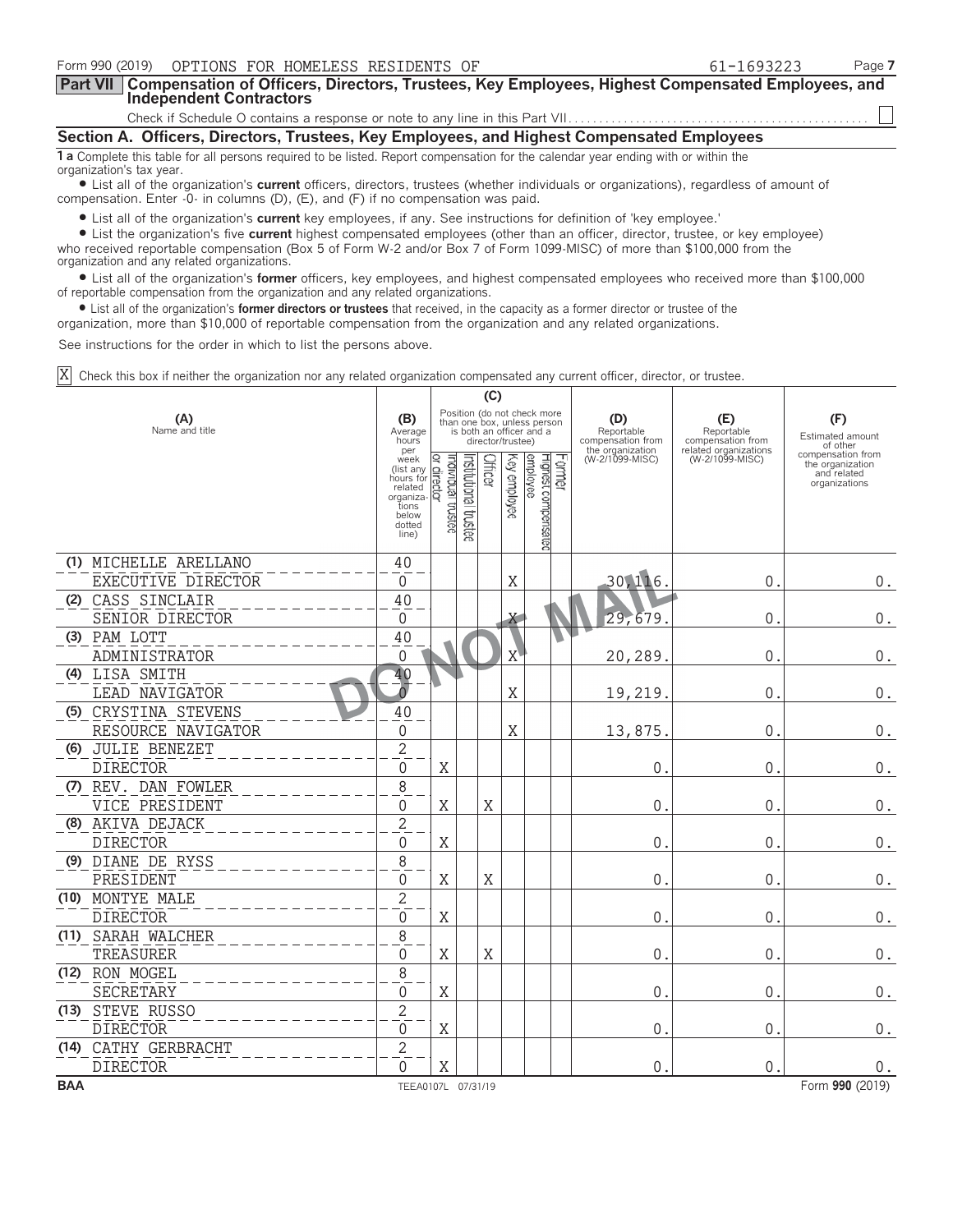Form 990 (2019) OPTIONS FOR HOMELESS RESIDENTS OF 61-1693223

## Part VII Compensation of Officers, Directors, Trustees, Key Employees, Highest Compensated Employees, and Independent Contractors

Check if Schedule O contains a response or note to any line in this Part VII. . . . . . . . . . . . . . . . . . . . . . . . . . . . . . . . . . . . . . . . . . . . . . . . ☐

### Section A. Officers, Directors, Trustees, Key Employees, and Highest Compensated Employees

**1 a** Complete this table for all persons required to be listed. Report compensation for the calendar year ending with or within the organization's tax year.

- List all of the organization's **current** officers, directors, trustees (whether individuals or organizations), regardless of amount of compensation. Enter -0- in columns (D), (E), and (F) if no compensation was paid.
- List all of the organization's **current** key employees, if any. See instructions for definition of 'key employee.'
- List the organization's five **current** highest compensated employees (other than an officer, director, trustee, or key employee) who received reportable compensation (Box 5 of Form W-2 and/or Box 7 of Form 1099-MISC) of more than $100,000 from the organization and any related organizations.
- List all of the organization's **former** officers, key employees, and highest compensated employees who received more than $100,000 of reportable compensation from the organization and any related organizations.
- List all of the organization's **former directors or trustees** that received, in the capacity as a former director or trustee of the organization, more than $10,000 of reportable compensation from the organization and any related organizations.

See instructions for the order in which to list the persons above.

☒ Check this box if neither the organization nor any related organization compensated any current officer, director, or trustee.

| (A) Name and title | (B) Average hours per week (list any hours for related organizations below dotted line) | (C) Individual trustee or director | Institutional trustee | Officer | Key employee | Highest compensated employee | Former | (D) Reportable compensation from the organization (W-2/1099-MISC) | (E) Reportable compensation from related organizations (W-2/1099-MISC) | (F) Estimated amount of other compensation from the organization and related organizations |
|---|---|---|---|---|---|---|---|---|---|---|
| (1) MICHELLE ARELLANO<br>EXECUTIVE DIRECTOR | 40<br>0 | | | | X | | | 30,116. | 0. | 0. |
| (2) CASS SINCLAIR<br>SENIOR DIRECTOR | 40<br>0 | | | | X | | | 29,679. | 0. | 0. |
| (3) PAM LOTT<br>ADMINISTRATOR | 40<br>0 | | | | X | | | 20,289. | 0. | 0. |
| (4) LISA SMITH<br>LEAD NAVIGATOR | 40<br>0 | | | | X | | | 19,219. | 0. | 0. |
| (5) CRYSTINA STEVENS<br>RESOURCE NAVIGATOR | 40<br>0 | | | | X | | | 13,875. | 0. | 0. |
| (6) JULIE BENEZET<br>DIRECTOR | 2<br>0 | X | | | | | | 0. | 0. | 0. |
| (7) REV. DAN FOWLER<br>VICE PRESIDENT | 8<br>0 | X | | X | | | | 0. | 0. | 0. |
| (8) AKIVA DEJACK<br>DIRECTOR | 2<br>0 | X | | | | | | 0. | 0. | 0. |
| (9) DIANE DE RYSS<br>PRESIDENT | 8<br>0 | X | | X | | | | 0. | 0. | 0. |
| (10) MONTYE MALE<br>DIRECTOR | 2<br>0 | X | | | | | | 0. | 0. | 0. |
| (11) SARAH WALCHER<br>TREASURER | 8<br>0 | X | | X | | | | 0. | 0. | 0. |
| (12) RON MOGEL<br>SECRETARY | 8<br>0 | X | | | | | | 0. | 0. | 0. |
| (13) STEVE RUSSO<br>DIRECTOR | 2<br>0 | X | | | | | | 0. | 0. | 0. |
| (14) CATHY GERBRACHT<br>DIRECTOR | 2<br>0 | X | | | | | | 0. | 0. | 0. |

BAA TEEA0107L 07/31/19 Form **990** (2019)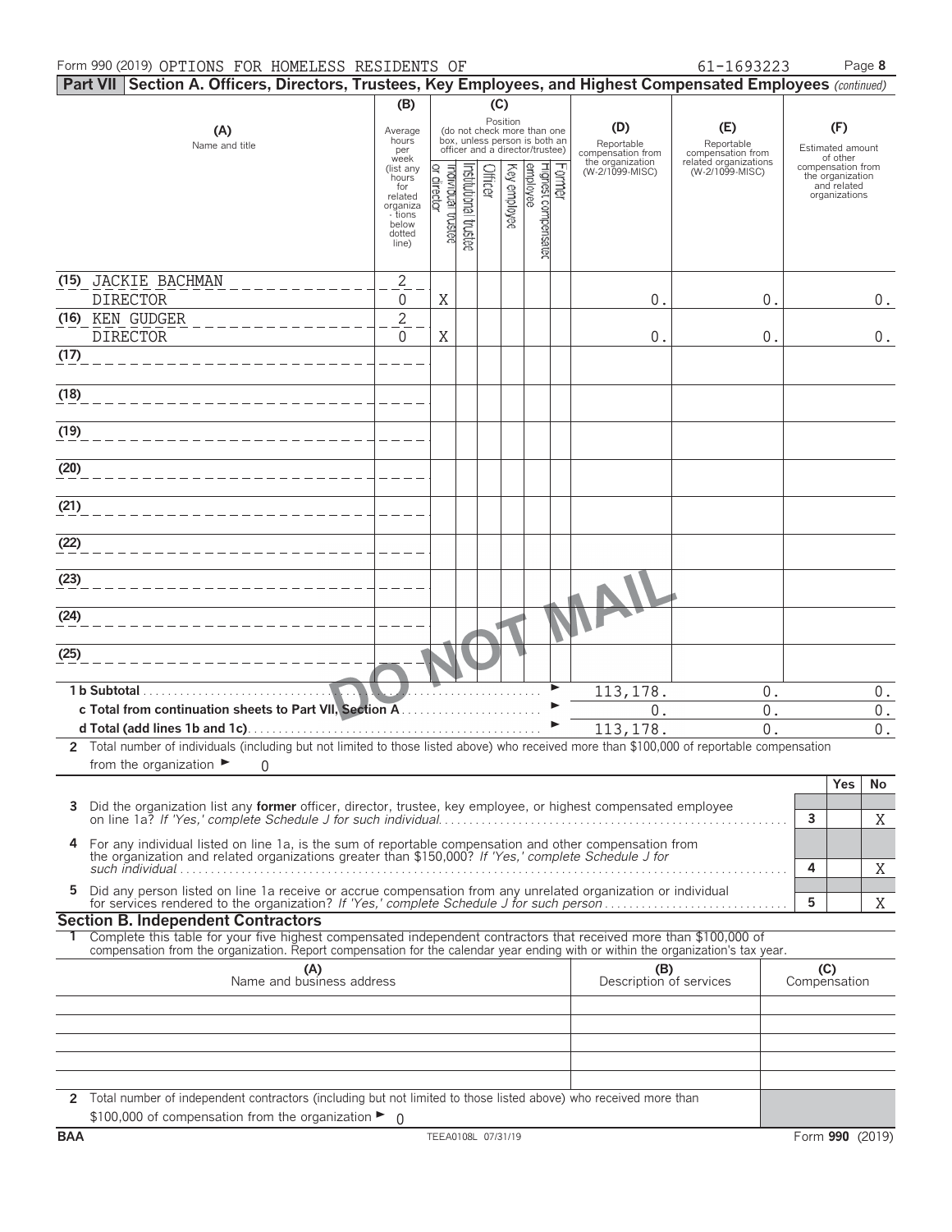Form 990 (2019) OPTIONS FOR HOMELESS RESIDENTS OF 61-1693223 Page 8

## Part VII Section A. Officers, Directors, Trustees, Key Employees, and Highest Compensated Employees *(continued)*

| (A) Name and title | (B) Average hours per week (list any hours for related organizations below dotted line) | (C) Position: Individual trustee or director | Institutional trustee | Officer | Key employee | Highest compensated employee | Former | (D) Reportable compensation from the organization (W-2/1099-MISC) | (E) Reportable compensation from related organizations (W-2/1099-MISC) | (F) Estimated amount of other compensation from the organization and related organizations |
|---|---|---|---|---|---|---|---|---|---|---|
| (15) JACKIE BACHMAN DIRECTOR | 2 / 0 | X | | | | | | 0. | 0. | 0. |
| (16) KEN GUDGER DIRECTOR | 2 / 0 | X | | | | | | 0. | 0. | 0. |
| (17) | | | | | | | | | | |
| (18) | | | | | | | | | | |
| (19) | | | | | | | | | | |
| (20) | | | | | | | | | | |
| (21) | | | | | | | | | | |
| (22) | | | | | | | | | | |
| (23) | | | | | | | | | | |
| (24) | | | | | | | | | | |
| (25) | | | | | | | | | | |
| **1 b Subtotal** | | | | | | | | 113,178. | 0. | 0. |
| **c Total from continuation sheets to Part VII, Section A** | | | | | | | | 0. | 0. | 0. |
| **d Total (add lines 1b and 1c)** | | | | | | | | 113,178. | 0. | 0. |

DO NOT MAIL

**2** Total number of individuals (including but not limited to those listed above) who received more than $100,000 of reportable compensation from the organization ► 0

| | | Yes | No |
|---|---|---|---|
| **3** Did the organization list any **former** officer, director, trustee, key employee, or highest compensated employee on line 1a? *If 'Yes,' complete Schedule J for such individual* | 3 | | X |
| **4** For any individual listed on line 1a, is the sum of reportable compensation and other compensation from the organization and related organizations greater than $150,000? *If 'Yes,' complete Schedule J for such individual* | 4 | | X |
| **5** Did any person listed on line 1a receive or accrue compensation from any unrelated organization or individual for services rendered to the organization? *If 'Yes,' complete Schedule J for such person* | 5 | | X |

### Section B. Independent Contractors

**1** Complete this table for your five highest compensated independent contractors that received more than $100,000 of compensation from the organization. Report compensation for the calendar year ending with or within the organization's tax year.

| (A) Name and business address | (B) Description of services | (C) Compensation |
|---|---|---|
| | | |
| | | |
| | | |
| | | |
| | | |

**2** Total number of independent contractors (including but not limited to those listed above) who received more than $100,000 of compensation from the organization ► 0

BAA TEEA0108L 07/31/19 Form **990** (2019)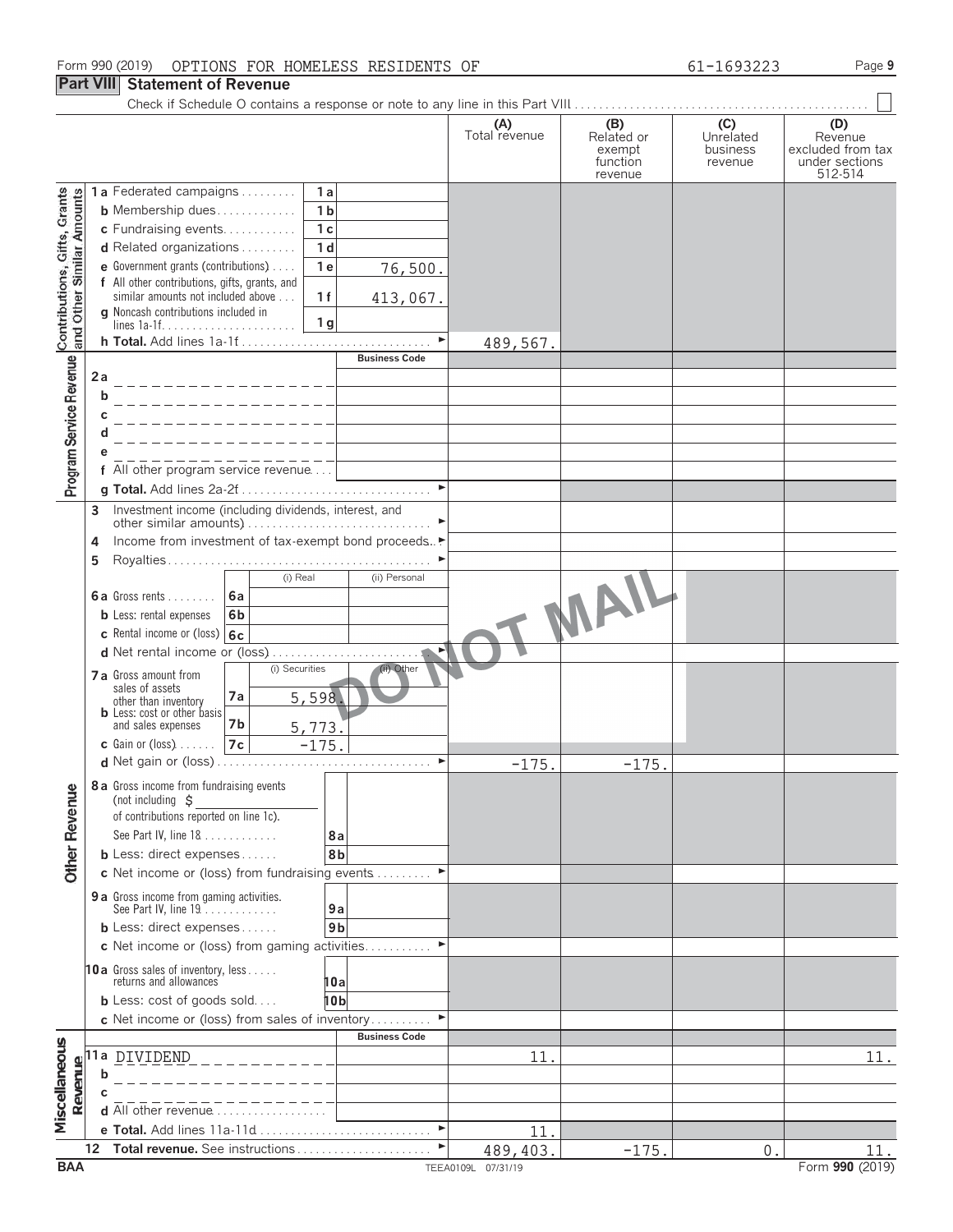Form 990 (2019) OPTIONS FOR HOMELESS RESIDENTS OF 61-1693223

## Part VIII Statement of Revenue

Check if Schedule O contains a response or note to any line in this Part VIII . . . . . . ☐

| | | | | (A) Total revenue | (B) Related or exempt function revenue | (C) Unrelated business revenue | (D) Revenue excluded from tax under sections 512-514 |
|---|---|---|---|---|---|---|---|
| **Contributions, Gifts, Grants and Other Similar Amounts** | 1a Federated campaigns | 1a | | | | | |
| | b Membership dues | 1b | | | | | |
| | c Fundraising events | 1c | | | | | |
| | d Related organizations | 1d | | | | | |
| | e Government grants (contributions) | 1e | 76,500. | | | | |
| | f All other contributions, gifts, grants, and similar amounts not included above | 1f | 413,067. | | | | |
| | g Noncash contributions included in lines 1a-1f | 1g | | | | | |
| | h **Total.** Add lines 1a-1f | | | 489,567. | | | |
| **Program Service Revenue** | | | **Business Code** | | | | |
| | 2a | | | | | | |
| | b | | | | | | |
| | c | | | | | | |
| | d | | | | | | |
| | e | | | | | | |
| | f All other program service revenue | | | | | | |
| | g **Total.** Add lines 2a-2f | | | | | | |
| **Other Revenue** | 3 Investment income (including dividends, interest, and other similar amounts) | | | | | | |
| | 4 Income from investment of tax-exempt bond proceeds | | | | | | |
| | 5 Royalties | | | | | | |
| | | (i) Real | (ii) Personal | | | | |
| | 6a Gross rents | 6a | | | | | |
| | b Less: rental expenses | 6b | | | | | |
| | c Rental income or (loss) | 6c | | | | | |
| | d Net rental income or (loss) | | | | | | |
| | | (i) Securities | (ii) Other | | | | |
| | 7a Gross amount from sales of assets other than inventory | 7a | 5,598. | | | | |
| | b Less: cost or other basis and sales expenses | 7b | 5,773. | | | | |
| | c Gain or (loss) | 7c | -175. | | | | |
| | d Net gain or (loss) | | | -175. | -175. | | |
| | 8a Gross income from fundraising events (not including $ ______ of contributions reported on line 1c). See Part IV, line 18 | 8a | | | | | |
| | b Less: direct expenses | 8b | | | | | |
| | c Net income or (loss) from fundraising events | | | | | | |
| | 9a Gross income from gaming activities. See Part IV, line 19 | 9a | | | | | |
| | b Less: direct expenses | 9b | | | | | |
| | c Net income or (loss) from gaming activities | | | | | | |
| | 10a Gross sales of inventory, less returns and allowances | 10a | | | | | |
| | b Less: cost of goods sold | 10b | | | | | |
| | c Net income or (loss) from sales of inventory | | | | | | |
| **Miscellaneous Revenue** | | | **Business Code** | | | | |
| | 11a DIVIDEND | | | 11. | | | 11. |
| | b | | | | | | |
| | c | | | | | | |
| | d All other revenue | | | | | | |
| | e **Total.** Add lines 11a-11d | | | 11. | | | |
| | 12 **Total revenue.** See instructions | | | 489,403. | -175. | 0. | 11. |

DO NOT MAIL

BAA TEEA0109L 07/31/19 Form **990** (2019)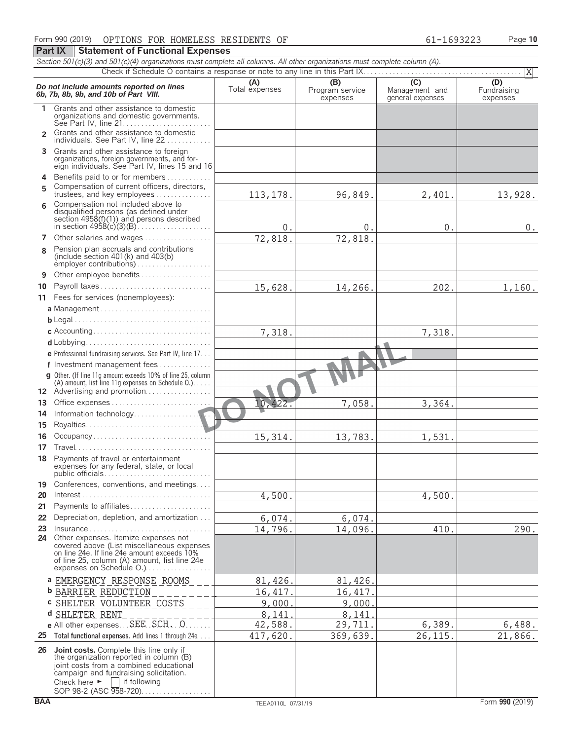Form 990 (2019) OPTIONS FOR HOMELESS RESIDENTS OF 61-1693223 Page **10**

## Part IX Statement of Functional Expenses

*Section 501(c)(3) and 501(c)(4) organizations must complete all columns. All other organizations must complete column (A).*

Check if Schedule O contains a response or note to any line in this Part IX . . . . . . . . . . X

| *Do not include amounts reported on lines 6b, 7b, 8b, 9b, and 10b of Part VIII.* | (A) Total expenses | (B) Program service expenses | (C) Management and general expenses | (D) Fundraising expenses |
|---|---|---|---|---|
| 1 Grants and other assistance to domestic organizations and domestic governments. See Part IV, line 21 | | | | |
| 2 Grants and other assistance to domestic individuals. See Part IV, line 22 | | | | |
| 3 Grants and other assistance to foreign organizations, foreign governments, and foreign individuals. See Part IV, lines 15 and 16 | | | | |
| 4 Benefits paid to or for members | | | | |
| 5 Compensation of current officers, directors, trustees, and key employees | 113,178. | 96,849. | 2,401. | 13,928. |
| 6 Compensation not included above to disqualified persons (as defined under section 4958(f)(1)) and persons described in section 4958(c)(3)(B) | 0. | 0. | 0. | 0. |
| 7 Other salaries and wages | 72,818. | 72,818. | | |
| 8 Pension plan accruals and contributions (include section 401(k) and 403(b) employer contributions) | | | | |
| 9 Other employee benefits | | | | |
| 10 Payroll taxes | 15,628. | 14,266. | 202. | 1,160. |
| 11 Fees for services (nonemployees): | | | | |
| a Management | | | | |
| b Legal | | | | |
| c Accounting | 7,318. | | 7,318. | |
| d Lobbying | | | | |
| e Professional fundraising services. See Part IV, line 17 | | | | |
| f Investment management fees | | | | |
| g Other. (If line 11g amount exceeds 10% of line 25, column (A) amount, list line 11g expenses on Schedule O.) | | | | |
| 12 Advertising and promotion | | | | |
| 13 Office expenses | 10,422. | 7,058. | 3,364. | |
| 14 Information technology | | | | |
| 15 Royalties | | | | |
| 16 Occupancy | 15,314. | 13,783. | 1,531. | |
| 17 Travel | | | | |
| 18 Payments of travel or entertainment expenses for any federal, state, or local public officials | | | | |
| 19 Conferences, conventions, and meetings | | | | |
| 20 Interest | 4,500. | | 4,500. | |
| 21 Payments to affiliates | | | | |
| 22 Depreciation, depletion, and amortization | 6,074. | 6,074. | | |
| 23 Insurance | 14,796. | 14,096. | 410. | 290. |
| 24 Other expenses. Itemize expenses not covered above (List miscellaneous expenses on line 24e. If line 24e amount exceeds 10% of line 25, column (A) amount, list line 24e expenses on Schedule O.) | | | | |
| a EMERGENCY RESPONSE ROOMS | 81,426. | 81,426. | | |
| b BARRIER REDUCTION | 16,417. | 16,417. | | |
| c SHELTER VOLUNTEER COSTS | 9,000. | 9,000. | | |
| d SHLETER RENT | 8,141. | 8,141. | | |
| e All other expenses SEE SCH O | 42,588. | 29,711. | 6,389. | 6,488. |
| 25 **Total functional expenses.** Add lines 1 through 24e | 417,620. | 369,639. | 26,115. | 21,866. |
| 26 **Joint costs.** Complete this line only if the organization reported in column (B) joint costs from a combined educational campaign and fundraising solicitation. Check here ► ☐ if following SOP 98-2 (ASC 958-720) | | | | |

BAA TEEA0110L 07/31/19 Form **990** (2019)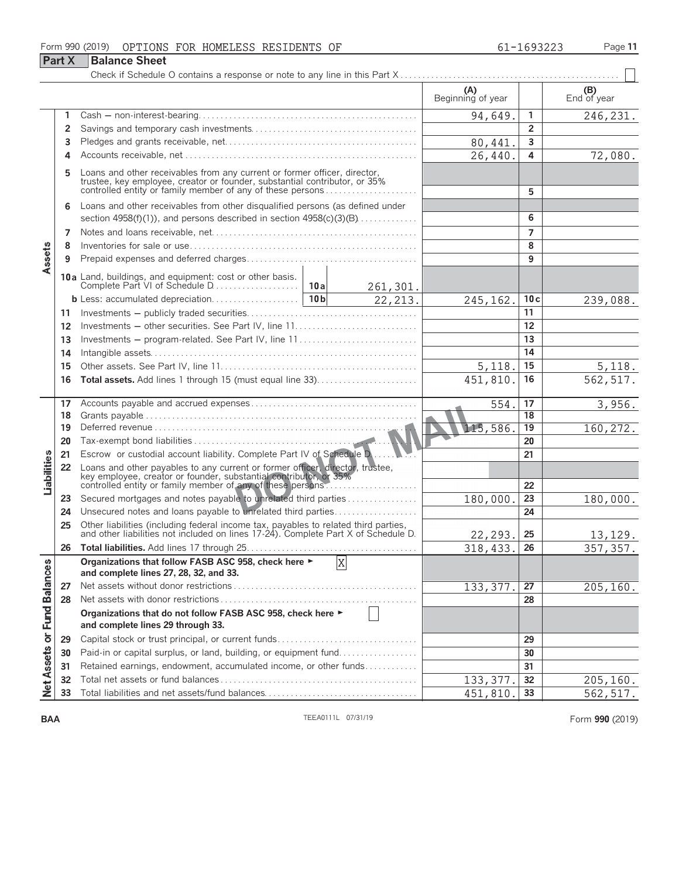Form 990 (2019) OPTIONS FOR HOMELESS RESIDENTS OF 61-1693223

## Part X Balance Sheet

Check if Schedule O contains a response or note to any line in this Part X . . . . ☐

| | | | (A) Beginning of year | | (B) End of year |
|---|---|---|---|---|---|
| Assets | 1 | Cash — non-interest-bearing | 94,649. | 1 | 246,231. |
| | 2 | Savings and temporary cash investments | | 2 | |
| | 3 | Pledges and grants receivable, net | 80,441. | 3 | |
| | 4 | Accounts receivable, net | 26,440. | 4 | 72,080. |
| | 5 | Loans and other receivables from any current or former officer, director, trustee, key employee, creator or founder, substantial contributor, or 35% controlled entity or family member of any of these persons | | 5 | |
| | 6 | Loans and other receivables from other disqualified persons (as defined under section 4958(f)(1)), and persons described in section 4958(c)(3)(B) | | 6 | |
| | 7 | Notes and loans receivable, net | | 7 | |
| | 8 | Inventories for sale or use | | 8 | |
| | 9 | Prepaid expenses and deferred charges | | 9 | |
| | 10a | Land, buildings, and equipment: cost or other basis. Complete Part VI of Schedule D — 10a: 261,301. | | | |
| | b | Less: accumulated depreciation — 10b: 22,213. | 245,162. | 10c | 239,088. |
| | 11 | Investments — publicly traded securities | | 11 | |
| | 12 | Investments — other securities. See Part IV, line 11 | | 12 | |
| | 13 | Investments — program-related. See Part IV, line 11 | | 13 | |
| | 14 | Intangible assets | | 14 | |
| | 15 | Other assets. See Part IV, line 11 | 5,118. | 15 | 5,118. |
| | 16 | **Total assets.** Add lines 1 through 15 (must equal line 33) | 451,810. | 16 | 562,517. |
| Liabilities | 17 | Accounts payable and accrued expenses | 554. | 17 | 3,956. |
| | 18 | Grants payable | | 18 | |
| | 19 | Deferred revenue | 115,586. | 19 | 160,272. |
| | 20 | Tax-exempt bond liabilities | | 20 | |
| | 21 | Escrow or custodial account liability. Complete Part IV of Schedule D | | 21 | |
| | 22 | Loans and other payables to any current or former officer, director, trustee, key employee, creator or founder, substantial contributor, or 35% controlled entity or family member of any of these persons | | 22 | |
| | 23 | Secured mortgages and notes payable to unrelated third parties | 180,000. | 23 | 180,000. |
| | 24 | Unsecured notes and loans payable to unrelated third parties | | 24 | |
| | 25 | Other liabilities (including federal income tax, payables to related third parties, and other liabilities not included on lines 17-24). Complete Part X of Schedule D | 22,293. | 25 | 13,129. |
| | 26 | **Total liabilities.** Add lines 17 through 25 | 318,433. | 26 | 357,357. |
| Net Assets or Fund Balances | | **Organizations that follow FASB ASC 958, check here ►** ☒ **and complete lines 27, 28, 32, and 33.** | | | |
| | 27 | Net assets without donor restrictions | 133,377. | 27 | 205,160. |
| | 28 | Net assets with donor restrictions | | 28 | |
| | | **Organizations that do not follow FASB ASC 958, check here ►** ☐ **and complete lines 29 through 33.** | | | |
| | 29 | Capital stock or trust principal, or current funds | | 29 | |
| | 30 | Paid-in or capital surplus, or land, building, or equipment fund | | 30 | |
| | 31 | Retained earnings, endowment, accumulated income, or other funds | | 31 | |
| | 32 | Total net assets or fund balances | 133,377. | 32 | 205,160. |
| | 33 | Total liabilities and net assets/fund balances | 451,810. | 33 | 562,517. |

DO NOT MAIL

BAA TEEA0111L 07/31/19 Form **990** (2019)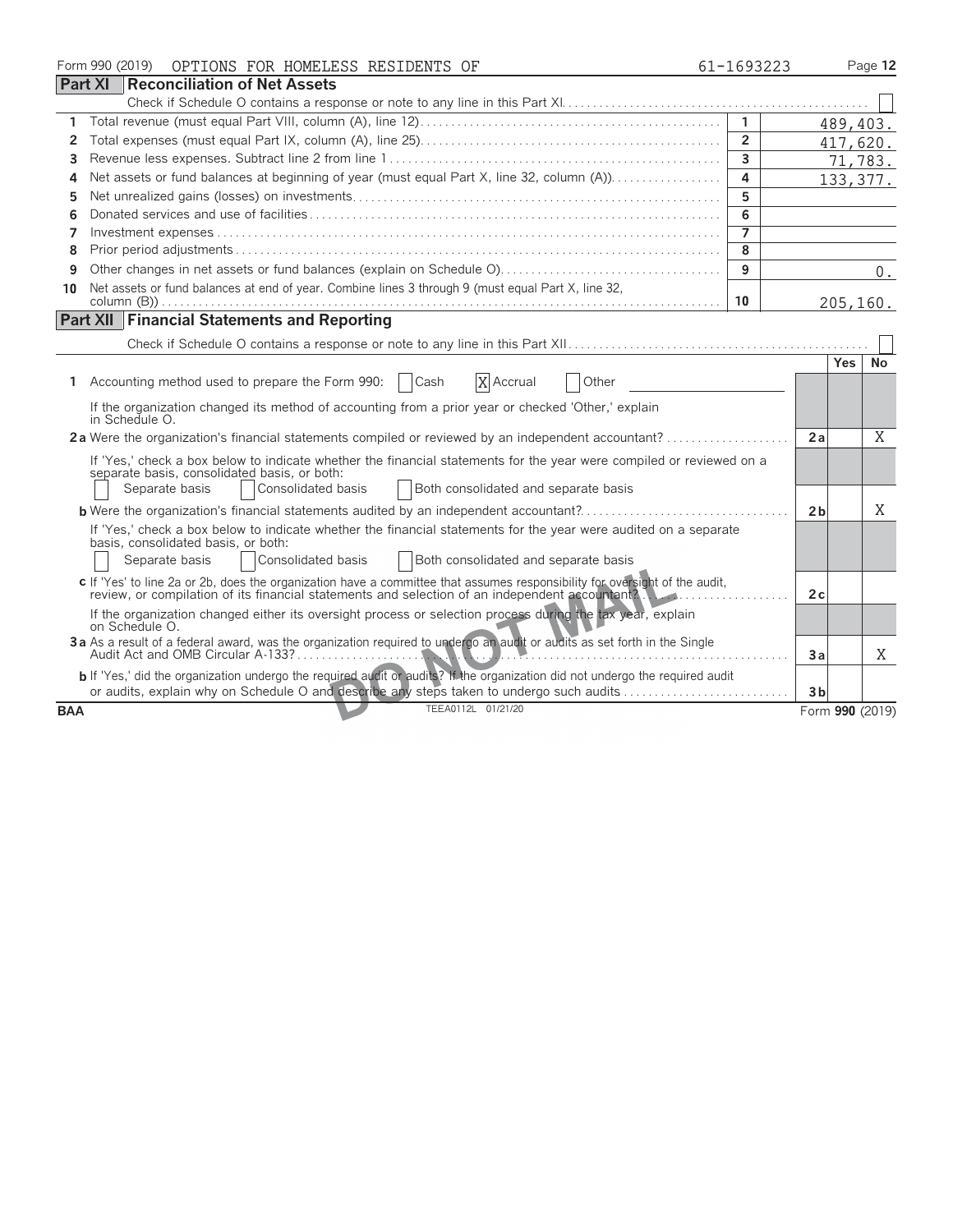Form 990 (2019) OPTIONS FOR HOMELESS RESIDENTS OF 61-1693223

## Part XI Reconciliation of Net Assets

Check if Schedule O contains a response or note to any line in this Part XI ☐

| | | | |
|---|---|---|---|
| 1 | Total revenue (must equal Part VIII, column (A), line 12) | 1 | 489,403. |
| 2 | Total expenses (must equal Part IX, column (A), line 25) | 2 | 417,620. |
| 3 | Revenue less expenses. Subtract line 2 from line 1 | 3 | 71,783. |
| 4 | Net assets or fund balances at beginning of year (must equal Part X, line 32, column (A)) | 4 | 133,377. |
| 5 | Net unrealized gains (losses) on investments | 5 | |
| 6 | Donated services and use of facilities | 6 | |
| 7 | Investment expenses | 7 | |
| 8 | Prior period adjustments | 8 | |
| 9 | Other changes in net assets or fund balances (explain on Schedule O) | 9 | 0. |
| 10 | Net assets or fund balances at end of year. Combine lines 3 through 9 (must equal Part X, line 32, column (B)) | 10 | 205,160. |

## Part XII Financial Statements and Reporting

Check if Schedule O contains a response or note to any line in this Part XII ☐

| | | | Yes | No |
|---|---|---|---|---|
| 1 | Accounting method used to prepare the Form 990: ☐ Cash ☒ Accrual ☐ Other | | | |
| | If the organization changed its method of accounting from a prior year or checked 'Other,' explain in Schedule O. | | | |
| 2a | Were the organization's financial statements compiled or reviewed by an independent accountant? | 2a | | X |
| | If 'Yes,' check a box below to indicate whether the financial statements for the year were compiled or reviewed on a separate basis, consolidated basis, or both: ☐ Separate basis ☐ Consolidated basis ☐ Both consolidated and separate basis | | | |
| b | Were the organization's financial statements audited by an independent accountant? | 2b | | X |
| | If 'Yes,' check a box below to indicate whether the financial statements for the year were audited on a separate basis, consolidated basis, or both: ☐ Separate basis ☐ Consolidated basis ☐ Both consolidated and separate basis | | | |
| c | If 'Yes' to line 2a or 2b, does the organization have a committee that assumes responsibility for oversight of the audit, review, or compilation of its financial statements and selection of an independent accountant? | 2c | | |
| | If the organization changed either its oversight process or selection process during the tax year, explain on Schedule O. | | | |
| 3a | As a result of a federal award, was the organization required to undergo an audit or audits as set forth in the Single Audit Act and OMB Circular A-133? | 3a | | X |
| b | If 'Yes,' did the organization undergo the required audit or audits? If the organization did not undergo the required audit or audits, explain why on Schedule O and describe any steps taken to undergo such audits | 3b | | |

DO NOT MAIL

BAA TEEA0112L 01/21/20 Form **990** (2019)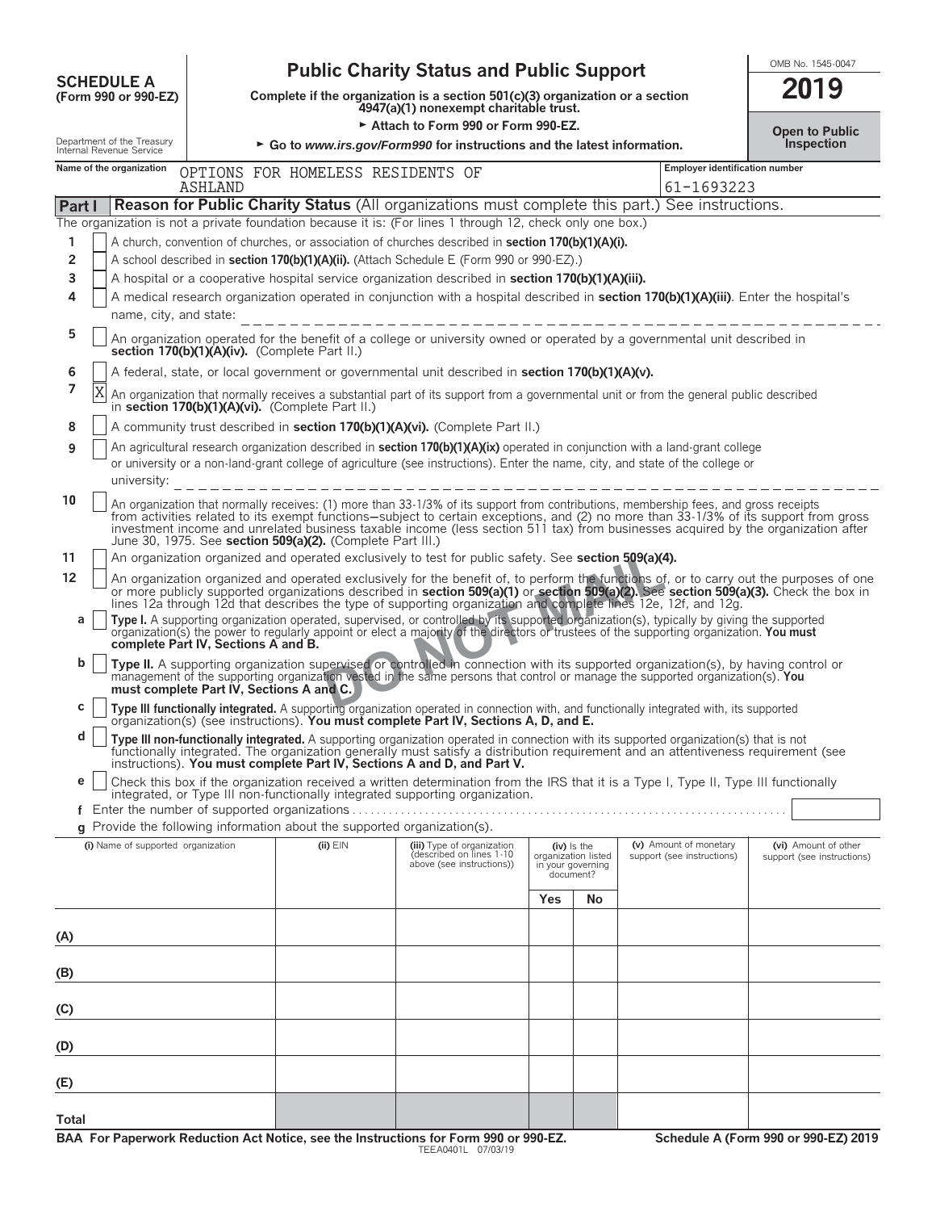**SCHEDULE A**
**(Form 990 or 990-EZ)**

Department of the Treasury
Internal Revenue Service

# Public Charity Status and Public Support

**Complete if the organization is a section 501(c)(3) organization or a section 4947(a)(1) nonexempt charitable trust.**

► **Attach to Form 990 or Form 990-EZ.**

► **Go to *www.irs.gov/Form990* for instructions and the latest information.**

OMB No. 1545-0047

**2019**

**Open to Public Inspection**

**Name of the organization** OPTIONS FOR HOMELESS RESIDENTS OF ASHLAND

**Employer identification number** 61-1693223

**Part I** **Reason for Public Charity Status** (All organizations must complete this part.) See instructions.

The organization is not a private foundation because it is: (For lines 1 through 12, check only one box.)

1 [ ] A church, convention of churches, or association of churches described in **section 170(b)(1)(A)(i).**

2 [ ] A school described in **section 170(b)(1)(A)(ii).** (Attach Schedule E (Form 990 or 990-EZ).)

3 [ ] A hospital or a cooperative hospital service organization described in **section 170(b)(1)(A)(iii).**

4 [ ] A medical research organization operated in conjunction with a hospital described in **section 170(b)(1)(A)(iii)**. Enter the hospital's name, city, and state:

5 [ ] An organization operated for the benefit of a college or university owned or operated by a governmental unit described in **section 170(b)(1)(A)(iv).** (Complete Part II.)

6 [ ] A federal, state, or local government or governmental unit described in **section 170(b)(1)(A)(v).**

7 [X] An organization that normally receives a substantial part of its support from a governmental unit or from the general public described in **section 170(b)(1)(A)(vi).** (Complete Part II.)

8 [ ] A community trust described in **section 170(b)(1)(A)(vi).** (Complete Part II.)

9 [ ] An agricultural research organization described in **section 170(b)(1)(A)(ix)** operated in conjunction with a land-grant college or university or a non-land-grant college of agriculture (see instructions). Enter the name, city, and state of the college or university:

10 [ ] An organization that normally receives: (1) more than 33-1/3% of its support from contributions, membership fees, and gross receipts from activities related to its exempt functions—subject to certain exceptions, and (2) no more than 33-1/3% of its support from gross investment income and unrelated business taxable income (less section 511 tax) from businesses acquired by the organization after June 30, 1975. See **section 509(a)(2).** (Complete Part III.)

11 [ ] An organization organized and operated exclusively to test for public safety. See **section 509(a)(4).**

12 [ ] An organization organized and operated exclusively for the benefit of, to perform the functions of, or to carry out the purposes of one or more publicly supported organizations described in **section 509(a)(1)** or **section 509(a)(2).** See **section 509(a)(3).** Check the box in lines 12a through 12d that describes the type of supporting organization and complete lines 12e, 12f, and 12g.

a [ ] **Type I.** A supporting organization operated, supervised, or controlled by its supported organization(s), typically by giving the supported organization(s) the power to regularly appoint or elect a majority of the directors or trustees of the supporting organization. **You must complete Part IV, Sections A and B.**

b [ ] **Type II.** A supporting organization supervised or controlled in connection with its supported organization(s), by having control or management of the supporting organization vested in the same persons that control or manage the supported organization(s). **You must complete Part IV, Sections A and C.**

c [ ] **Type III functionally integrated.** A supporting organization operated in connection with, and functionally integrated with, its supported organization(s) (see instructions). **You must complete Part IV, Sections A, D, and E.**

d [ ] **Type III non-functionally integrated.** A supporting organization operated in connection with its supported organization(s) that is not functionally integrated. The organization generally must satisfy a distribution requirement and an attentiveness requirement (see instructions). **You must complete Part IV, Sections A and D, and Part V.**

e [ ] Check this box if the organization received a written determination from the IRS that it is a Type I, Type II, Type III functionally integrated, or Type III non-functionally integrated supporting organization.

f Enter the number of supported organizations

g Provide the following information about the supported organization(s).

| (i) Name of supported organization | (ii) EIN | (iii) Type of organization (described on lines 1-10 above (see instructions)) | (iv) Is the organization listed in your governing document? Yes | No | (v) Amount of monetary support (see instructions) | (vi) Amount of other support (see instructions) |
|---|---|---|---|---|---|---|
| (A) | | | | | | |
| (B) | | | | | | |
| (C) | | | | | | |
| (D) | | | | | | |
| (E) | | | | | | |
| Total | | | | | | |

DO NOT MAIL

**BAA For Paperwork Reduction Act Notice, see the Instructions for Form 990 or 990-EZ.** TEEA0401L 07/03/19 **Schedule A (Form 990 or 990-EZ) 2019**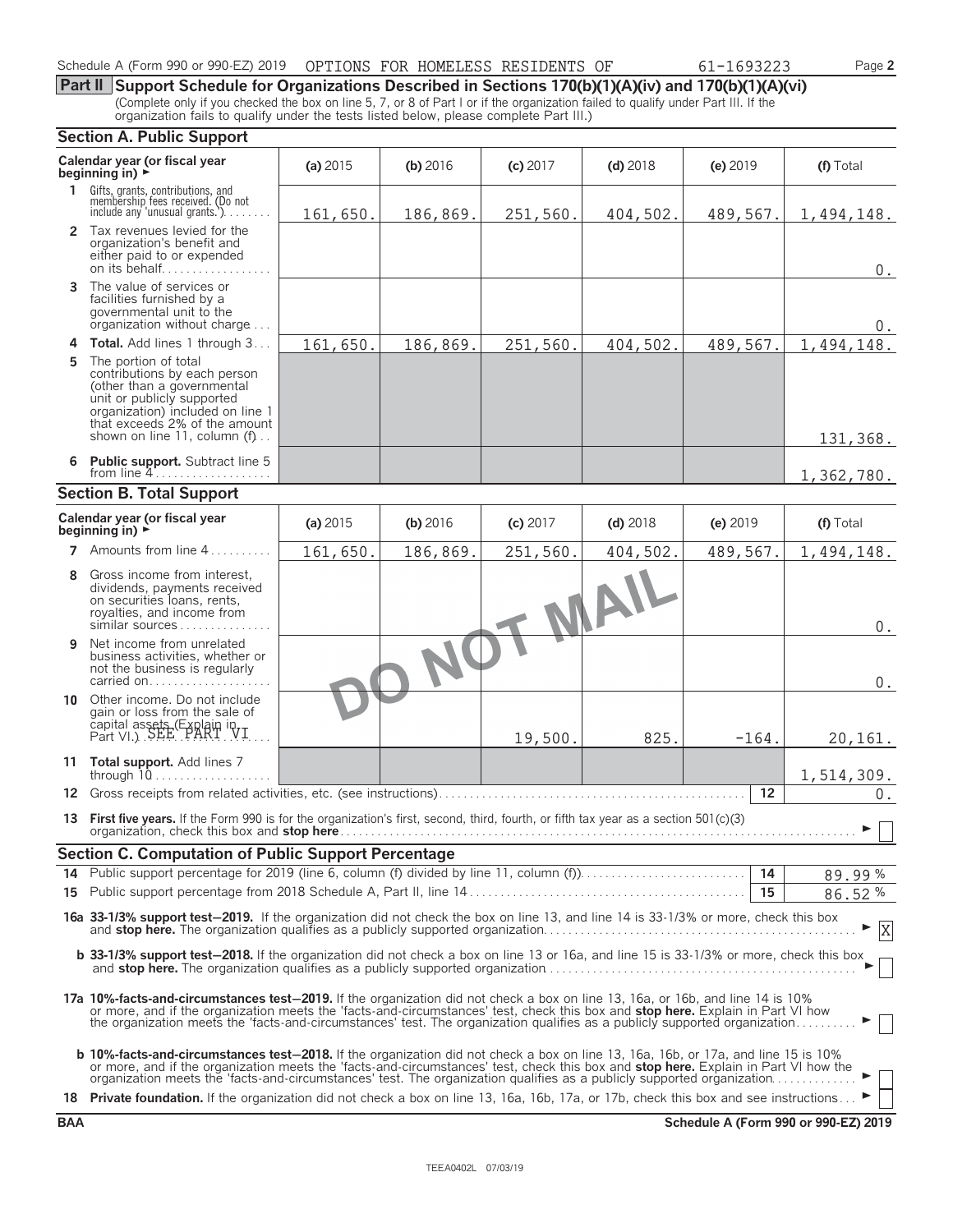Schedule A (Form 990 or 990-EZ) 2019 OPTIONS FOR HOMELESS RESIDENTS OF 61-1693223 Page 2

**Part II Support Schedule for Organizations Described in Sections 170(b)(1)(A)(iv) and 170(b)(1)(A)(vi)**
(Complete only if you checked the box on line 5, 7, or 8 of Part I or if the organization failed to qualify under Part III. If the organization fails to qualify under the tests listed below, please complete Part III.)

## Section A. Public Support

| Calendar year (or fiscal year beginning in) ► | (a) 2015 | (b) 2016 | (c) 2017 | (d) 2018 | (e) 2019 | (f) Total |
|---|---|---|---|---|---|---|
| 1 Gifts, grants, contributions, and membership fees received. (Do not include any 'unusual grants.') | 161,650. | 186,869. | 251,560. | 404,502. | 489,567. | 1,494,148. |
| 2 Tax revenues levied for the organization's benefit and either paid to or expended on its behalf | | | | | | 0. |
| 3 The value of services or facilities furnished by a governmental unit to the organization without charge | | | | | | 0. |
| 4 **Total.** Add lines 1 through 3 | 161,650. | 186,869. | 251,560. | 404,502. | 489,567. | 1,494,148. |
| 5 The portion of total contributions by each person (other than a governmental unit or publicly supported organization) included on line 1 that exceeds 2% of the amount shown on line 11, column (f) | | | | | | 131,368. |
| 6 **Public support.** Subtract line 5 from line 4 | | | | | | 1,362,780. |

## Section B. Total Support

| Calendar year (or fiscal year beginning in) ► | (a) 2015 | (b) 2016 | (c) 2017 | (d) 2018 | (e) 2019 | (f) Total |
|---|---|---|---|---|---|---|
| 7 Amounts from line 4 | 161,650. | 186,869. | 251,560. | 404,502. | 489,567. | 1,494,148. |
| 8 Gross income from interest, dividends, payments received on securities loans, rents, royalties, and income from similar sources | | | | | | 0. |
| 9 Net income from unrelated business activities, whether or not the business is regularly carried on | | | | | | 0. |
| 10 Other income. Do not include gain or loss from the sale of capital assets (Explain in Part VI.) SEE PART VI | | | 19,500. | 825. | -164. | 20,161. |
| 11 **Total support.** Add lines 7 through 10 | | | | | | 1,514,309. |

12 Gross receipts from related activities, etc. (see instructions) **12** 0.

13 **First five years.** If the Form 990 is for the organization's first, second, third, fourth, or fifth tax year as a section 501(c)(3) organization, check this box and **stop here** ► ☐

DO NOT MAIL

## Section C. Computation of Public Support Percentage

14 Public support percentage for 2019 (line 6, column (f) divided by line 11, column (f)) **14** 89.99 %

15 Public support percentage from 2018 Schedule A, Part II, line 14 **15** 86.52 %

**16a 33-1/3% support test–2019.** If the organization did not check the box on line 13, and line 14 is 33-1/3% or more, check this box and **stop here.** The organization qualifies as a publicly supported organization ► ☒

**b 33-1/3% support test–2018.** If the organization did not check a box on line 13 or 16a, and line 15 is 33-1/3% or more, check this box and **stop here.** The organization qualifies as a publicly supported organization ► ☐

**17a 10%-facts-and-circumstances test–2019.** If the organization did not check a box on line 13, 16a, or 16b, and line 14 is 10% or more, and if the organization meets the 'facts-and-circumstances' test, check this box and **stop here.** Explain in Part VI how the organization meets the 'facts-and-circumstances' test. The organization qualifies as a publicly supported organization ► ☐

**b 10%-facts-and-circumstances test–2018.** If the organization did not check a box on line 13, 16a, 16b, or 17a, and line 15 is 10% or more, and if the organization meets the 'facts-and-circumstances' test, check this box and **stop here.** Explain in Part VI how the organization meets the 'facts-and-circumstances' test. The organization qualifies as a publicly supported organization ► ☐

18 **Private foundation.** If the organization did not check a box on line 13, 16a, 16b, 17a, or 17b, check this box and see instructions ► ☐

**BAA** **Schedule A (Form 990 or 990-EZ) 2019**

TEEA0402L 07/03/19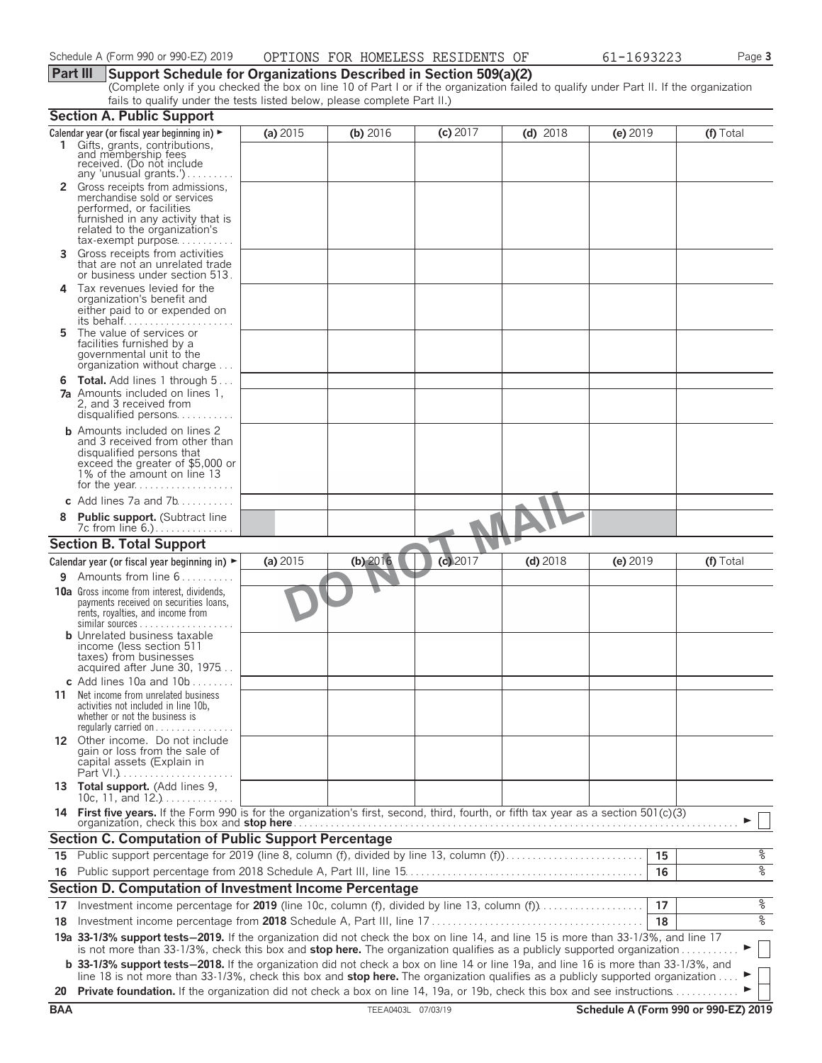Schedule A (Form 990 or 990-EZ) 2019 OPTIONS FOR HOMELESS RESIDENTS OF 61-1693223

## Part III Support Schedule for Organizations Described in Section 509(a)(2)

(Complete only if you checked the box on line 10 of Part I or if the organization failed to qualify under Part II. If the organization fails to qualify under the tests listed below, please complete Part II.)

### Section A. Public Support

| Calendar year (or fiscal year beginning in) ► | (a) 2015 | (b) 2016 | (c) 2017 | (d) 2018 | (e) 2019 | (f) Total |
|---|---|---|---|---|---|---|
| **1** Gifts, grants, contributions, and membership fees received. (Do not include any 'unusual grants.') | | | | | | |
| **2** Gross receipts from admissions, merchandise sold or services performed, or facilities furnished in any activity that is related to the organization's tax-exempt purpose | | | | | | |
| **3** Gross receipts from activities that are not an unrelated trade or business under section 513 | | | | | | |
| **4** Tax revenues levied for the organization's benefit and either paid to or expended on its behalf | | | | | | |
| **5** The value of services or facilities furnished by a governmental unit to the organization without charge | | | | | | |
| **6 Total.** Add lines 1 through 5 | | | | | | |
| **7a** Amounts included on lines 1, 2, and 3 received from disqualified persons | | | | | | |
| **b** Amounts included on lines 2 and 3 received from other than disqualified persons that exceed the greater of $5,000 or 1% of the amount on line 13 for the year | | | | | | |
| **c** Add lines 7a and 7b | | | | | | |
| **8 Public support.** (Subtract line 7c from line 6.) | | | | | | |

DO NOT MAIL

### Section B. Total Support

| Calendar year (or fiscal year beginning in) ► | (a) 2015 | (b) 2016 | (c) 2017 | (d) 2018 | (e) 2019 | (f) Total |
|---|---|---|---|---|---|---|
| **9** Amounts from line 6 | | | | | | |
| **10a** Gross income from interest, dividends, payments received on securities loans, rents, royalties, and income from similar sources | | | | | | |
| **b** Unrelated business taxable income (less section 511 taxes) from businesses acquired after June 30, 1975 | | | | | | |
| **c** Add lines 10a and 10b | | | | | | |
| **11** Net income from unrelated business activities not included in line 10b, whether or not the business is regularly carried on | | | | | | |
| **12** Other income. Do not include gain or loss from the sale of capital assets (Explain in Part VI.) | | | | | | |
| **13 Total support.** (Add lines 9, 10c, 11, and 12.) | | | | | | |

**14 First five years.** If the Form 990 is for the organization's first, second, third, fourth, or fifth tax year as a section 501(c)(3) organization, check this box and **stop here** ► ☐

### Section C. Computation of Public Support Percentage

| | | | |
|---|---|---|---|
| **15** | Public support percentage for 2019 (line 8, column (f), divided by line 13, column (f)) | 15 | % |
| **16** | Public support percentage from 2018 Schedule A, Part III, line 15 | 16 | % |

### Section D. Computation of Investment Income Percentage

| | | | |
|---|---|---|---|
| **17** | Investment income percentage for **2019** (line 10c, column (f), divided by line 13, column (f)) | 17 | % |
| **18** | Investment income percentage from **2018** Schedule A, Part III, line 17 | 18 | % |

**19a 33-1/3% support tests–2019.** If the organization did not check the box on line 14, and line 15 is more than 33-1/3%, and line 17 is not more than 33-1/3%, check this box and **stop here.** The organization qualifies as a publicly supported organization ► ☐

**b 33-1/3% support tests–2018.** If the organization did not check a box on line 14 or line 19a, and line 16 is more than 33-1/3%, and line 18 is not more than 33-1/3%, check this box and **stop here.** The organization qualifies as a publicly supported organization ► ☐

**20 Private foundation.** If the organization did not check a box on line 14, 19a, or 19b, check this box and see instructions ► ☐

BAA TEEA0403L 07/03/19 Schedule A (Form 990 or 990-EZ) 2019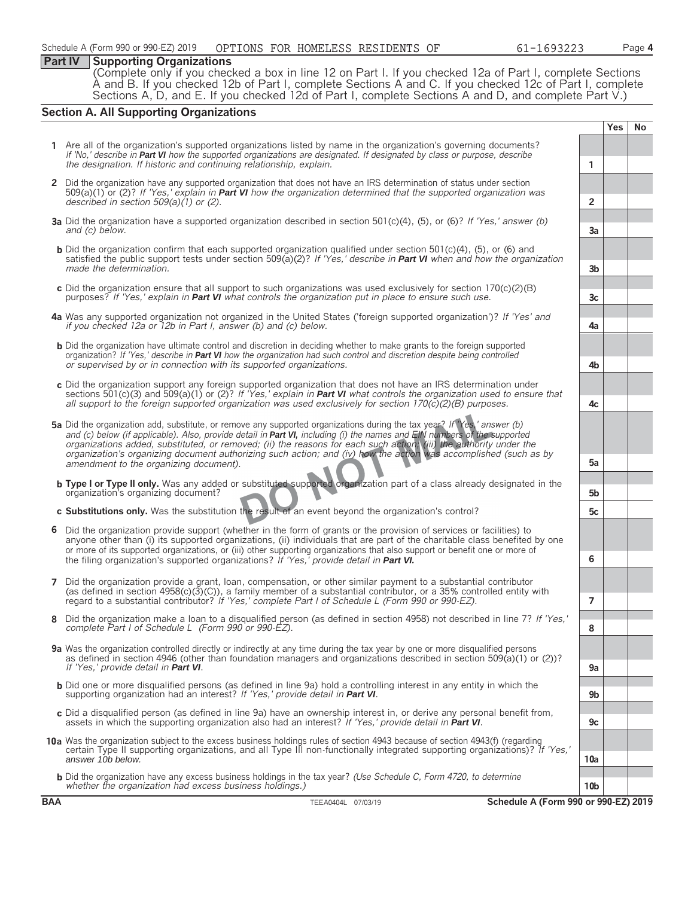Schedule A (Form 990 or 990-EZ) 2019 OPTIONS FOR HOMELESS RESIDENTS OF 61-1693223 Page **4**

## Part IV Supporting Organizations

(Complete only if you checked a box in line 12 on Part I. If you checked 12a of Part I, complete Sections A and B. If you checked 12b of Part I, complete Sections A and C. If you checked 12c of Part I, complete Sections A, D, and E. If you checked 12d of Part I, complete Sections A and D, and complete Part V.)

### Section A. All Supporting Organizations

| | | | Yes | No |
|---|---|---|---|---|
| **1** | Are all of the organization's supported organizations listed by name in the organization's governing documents? *If 'No,' describe in **Part VI** how the supported organizations are designated. If designated by class or purpose, describe the designation. If historic and continuing relationship, explain.* | 1 | | |
| **2** | Did the organization have any supported organization that does not have an IRS determination of status under section 509(a)(1) or (2)? *If 'Yes,' explain in **Part VI** how the organization determined that the supported organization was described in section 509(a)(1) or (2).* | 2 | | |
| **3a** | Did the organization have a supported organization described in section 501(c)(4), (5), or (6)? *If 'Yes,' answer (b) and (c) below.* | 3a | | |
| **b** | Did the organization confirm that each supported organization qualified under section 501(c)(4), (5), or (6) and satisfied the public support tests under section 509(a)(2)? *If 'Yes,' describe in **Part VI** when and how the organization made the determination.* | 3b | | |
| **c** | Did the organization ensure that all support to such organizations was used exclusively for section 170(c)(2)(B) purposes? *If 'Yes,' explain in **Part VI** what controls the organization put in place to ensure such use.* | 3c | | |
| **4a** | Was any supported organization not organized in the United States ('foreign supported organization')? *If 'Yes' and if you checked 12a or 12b in Part I, answer (b) and (c) below.* | 4a | | |
| **b** | Did the organization have ultimate control and discretion in deciding whether to make grants to the foreign supported organization? *If 'Yes,' describe in **Part VI** how the organization had such control and discretion despite being controlled or supervised by or in connection with its supported organizations.* | 4b | | |
| **c** | Did the organization support any foreign supported organization that does not have an IRS determination under sections 501(c)(3) and 509(a)(1) or (2)? *If 'Yes,' explain in **Part VI** what controls the organization used to ensure that all support to the foreign supported organization was used exclusively for section 170(c)(2)(B) purposes.* | 4c | | |
| **5a** | Did the organization add, substitute, or remove any supported organizations during the tax year? *If 'Yes,' answer (b) and (c) below (if applicable). Also, provide detail in **Part VI,** including (i) the names and EIN numbers of the supported organizations added, substituted, or removed; (ii) the reasons for each such action; (iii) the authority under the organization's organizing document authorizing such action; and (iv) how the action was accomplished (such as by amendment to the organizing document).* | 5a | | |
| **b** | **Type I or Type II only.** Was any added or substituted supported organization part of a class already designated in the organization's organizing document? | 5b | | |
| **c** | **Substitutions only.** Was the substitution the result of an event beyond the organization's control? | 5c | | |
| **6** | Did the organization provide support (whether in the form of grants or the provision of services or facilities) to anyone other than (i) its supported organizations, (ii) individuals that are part of the charitable class benefited by one or more of its supported organizations, or (iii) other supporting organizations that also support or benefit one or more of the filing organization's supported organizations? *If 'Yes,' provide detail in **Part VI.*** | 6 | | |
| **7** | Did the organization provide a grant, loan, compensation, or other similar payment to a substantial contributor (as defined in section 4958(c)(3)(C)), a family member of a substantial contributor, or a 35% controlled entity with regard to a substantial contributor? *If 'Yes,' complete Part I of Schedule L (Form 990 or 990-EZ).* | 7 | | |
| **8** | Did the organization make a loan to a disqualified person (as defined in section 4958) not described in line 7? *If 'Yes,' complete Part I of Schedule L (Form 990 or 990-EZ).* | 8 | | |
| **9a** | Was the organization controlled directly or indirectly at any time during the tax year by one or more disqualified persons as defined in section 4946 (other than foundation managers and organizations described in section 509(a)(1) or (2))? *If 'Yes,' provide detail in **Part VI**.* | 9a | | |
| **b** | Did one or more disqualified persons (as defined in line 9a) hold a controlling interest in any entity in which the supporting organization had an interest? *If 'Yes,' provide detail in **Part VI**.* | 9b | | |
| **c** | Did a disqualified person (as defined in line 9a) have an ownership interest in, or derive any personal benefit from, assets in which the supporting organization also had an interest? *If 'Yes,' provide detail in **Part VI**.* | 9c | | |
| **10a** | Was the organization subject to the excess business holdings rules of section 4943 because of section 4943(f) (regarding certain Type II supporting organizations, and all Type III non-functionally integrated supporting organizations)? *If 'Yes,' answer 10b below.* | 10a | | |
| **b** | Did the organization have any excess business holdings in the tax year? *(Use Schedule C, Form 4720, to determine whether the organization had excess business holdings.)* | 10b | | |

DO NOT MAIL

**BAA** TEEA0404L 07/03/19 **Schedule A (Form 990 or 990-EZ) 2019**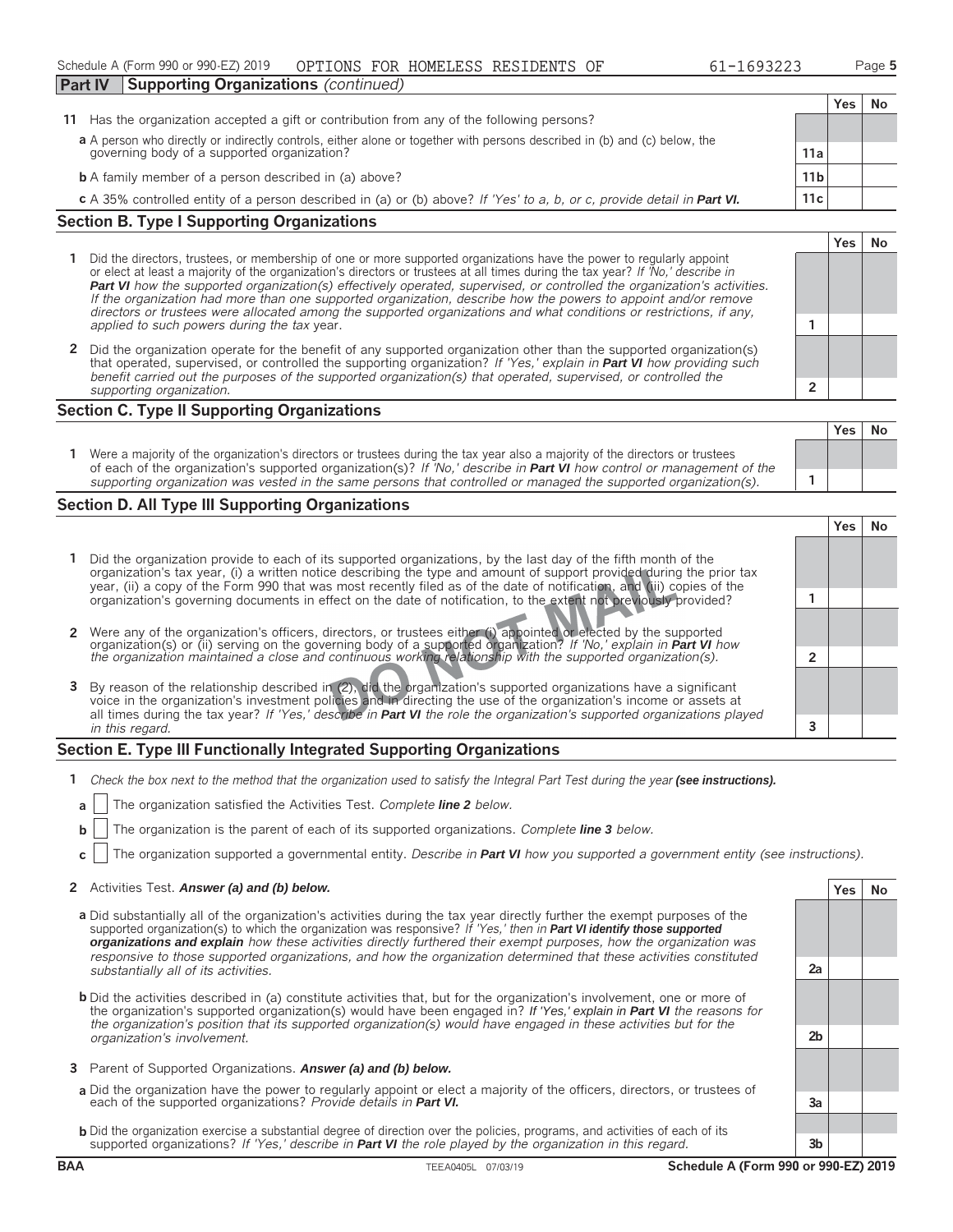Schedule A (Form 990 or 990-EZ) 2019 OPTIONS FOR HOMELESS RESIDENTS OF 61-1693223 Page 5

**Part IV** **Supporting Organizations** *(continued)*

| | | | Yes | No |
|---|---|---|---|---|
| **11** | Has the organization accepted a gift or contribution from any of the following persons? | | | |
| **a** | A person who directly or indirectly controls, either alone or together with persons described in (b) and (c) below, the governing body of a supported organization? | 11a | | |
| **b** | A family member of a person described in (a) above? | 11b | | |
| **c** | A 35% controlled entity of a person described in (a) or (b) above? *If 'Yes' to a, b, or c, provide detail in* ***Part VI.*** | 11c | | |

## Section B. Type I Supporting Organizations

| | | | Yes | No |
|---|---|---|---|---|
| **1** | Did the directors, trustees, or membership of one or more supported organizations have the power to regularly appoint or elect at least a majority of the organization's directors or trustees at all times during the tax year? *If 'No,' describe in* ***Part VI*** *how the supported organization(s) effectively operated, supervised, or controlled the organization's activities. If the organization had more than one supported organization, describe how the powers to appoint and/or remove directors or trustees were allocated among the supported organizations and what conditions or restrictions, if any, applied to such powers during the tax year.* | 1 | | |
| **2** | Did the organization operate for the benefit of any supported organization other than the supported organization(s) that operated, supervised, or controlled the supporting organization? *If 'Yes,' explain in* ***Part VI*** *how providing such benefit carried out the purposes of the supported organization(s) that operated, supervised, or controlled the supporting organization.* | 2 | | |

## Section C. Type II Supporting Organizations

| | | | Yes | No |
|---|---|---|---|---|
| **1** | Were a majority of the organization's directors or trustees during the tax year also a majority of the directors or trustees of each of the organization's supported organization(s)? *If 'No,' describe in* ***Part VI*** *how control or management of the supporting organization was vested in the same persons that controlled or managed the supported organization(s).* | 1 | | |

## Section D. All Type III Supporting Organizations

| | | | Yes | No |
|---|---|---|---|---|
| **1** | Did the organization provide to each of its supported organizations, by the last day of the fifth month of the organization's tax year, (i) a written notice describing the type and amount of support provided during the prior tax year, (ii) a copy of the Form 990 that was most recently filed as of the date of notification, and (iii) copies of the organization's governing documents in effect on the date of notification, to the extent not previously provided? | 1 | | |
| **2** | Were any of the organization's officers, directors, or trustees either (i) appointed or elected by the supported organization(s) or (ii) serving on the governing body of a supported organization? *If 'No,' explain in* ***Part VI*** *how the organization maintained a close and continuous working relationship with the supported organization(s).* | 2 | | |
| **3** | By reason of the relationship described in (2), did the organization's supported organizations have a significant voice in the organization's investment policies and in directing the use of the organization's income or assets at all times during the tax year? *If 'Yes,' describe in* ***Part VI*** *the role the organization's supported organizations played in this regard.* | 3 | | |

## Section E. Type III Functionally Integrated Supporting Organizations

**1** *Check the box next to the method that the organization used to satisfy the Integral Part Test during the year* ***(see instructions).***

**a** ☐ The organization satisfied the Activities Test. *Complete* ***line 2*** *below.*

**b** ☐ The organization is the parent of each of its supported organizations. *Complete* ***line 3*** *below.*

**c** ☐ The organization supported a governmental entity. *Describe in* ***Part VI*** *how you supported a government entity (see instructions).*

| | | | Yes | No |
|---|---|---|---|---|
| **2** | Activities Test. ***Answer (a) and (b) below.*** | | | |
| **a** | Did substantially all of the organization's activities during the tax year directly further the exempt purposes of the supported organization(s) to which the organization was responsive? *If 'Yes,' then in* ***Part VI identify those supported organizations and explain*** *how these activities directly furthered their exempt purposes, how the organization was responsive to those supported organizations, and how the organization determined that these activities constituted substantially all of its activities.* | 2a | | |
| **b** | Did the activities described in (a) constitute activities that, but for the organization's involvement, one or more of the organization's supported organization(s) would have been engaged in? *If 'Yes,' explain in* ***Part VI*** *the reasons for the organization's position that its supported organization(s) would have engaged in these activities but for the organization's involvement.* | 2b | | |
| **3** | Parent of Supported Organizations. ***Answer (a) and (b) below.*** | | | |
| **a** | Did the organization have the power to regularly appoint or elect a majority of the officers, directors, or trustees of each of the supported organizations? *Provide details in* ***Part VI.*** | 3a | | |
| **b** | Did the organization exercise a substantial degree of direction over the policies, programs, and activities of each of its supported organizations? *If 'Yes,' describe in* ***Part VI*** *the role played by the organization in this regard.* | 3b | | |

BAA TEEA0405L 07/03/19 **Schedule A (Form 990 or 990-EZ) 2019**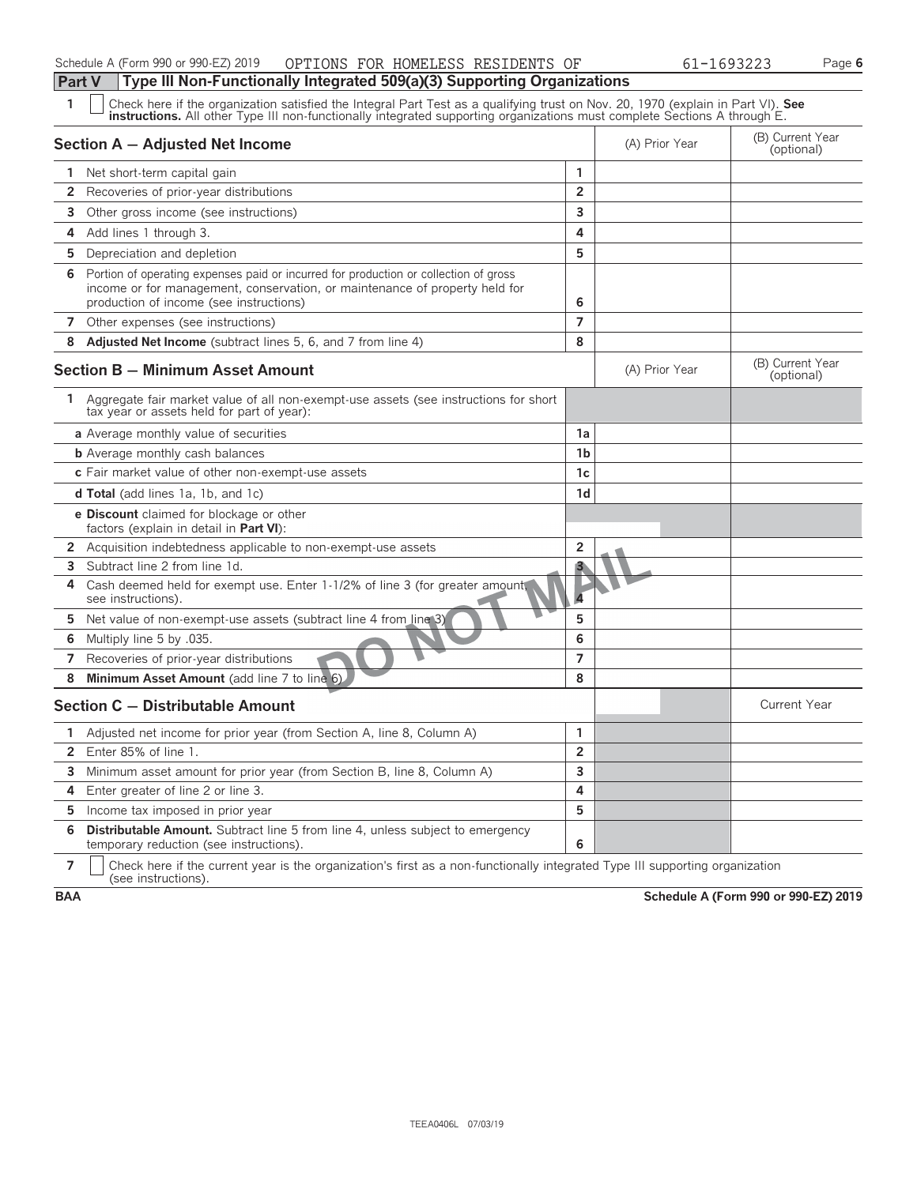## Part V Type III Non-Functionally Integrated 509(a)(3) Supporting Organizations

**1** ☐ Check here if the organization satisfied the Integral Part Test as a qualifying trust on Nov. 20, 1970 (explain in Part VI). **See instructions.** All other Type III non-functionally integrated supporting organizations must complete Sections A through E.

| Section A — Adjusted Net Income | | (A) Prior Year | (B) Current Year (optional) |
|---|---|---|---|
| **1** Net short-term capital gain | 1 | | |
| **2** Recoveries of prior-year distributions | 2 | | |
| **3** Other gross income (see instructions) | 3 | | |
| **4** Add lines 1 through 3. | 4 | | |
| **5** Depreciation and depletion | 5 | | |
| **6** Portion of operating expenses paid or incurred for production or collection of gross income or for management, conservation, or maintenance of property held for production of income (see instructions) | 6 | | |
| **7** Other expenses (see instructions) | 7 | | |
| **8** **Adjusted Net Income** (subtract lines 5, 6, and 7 from line 4) | 8 | | |

| Section B — Minimum Asset Amount | | (A) Prior Year | (B) Current Year (optional) |
|---|---|---|---|
| **1** Aggregate fair market value of all non-exempt-use assets (see instructions for short tax year or assets held for part of year): | | | |
| **a** Average monthly value of securities | 1a | | |
| **b** Average monthly cash balances | 1b | | |
| **c** Fair market value of other non-exempt-use assets | 1c | | |
| **d Total** (add lines 1a, 1b, and 1c) | 1d | | |
| **e Discount** claimed for blockage or other factors (explain in detail in **Part VI**): | | | |
| **2** Acquisition indebtedness applicable to non-exempt-use assets | 2 | | |
| **3** Subtract line 2 from line 1d. | 3 | | |
| **4** Cash deemed held for exempt use. Enter 1-1/2% of line 3 (for greater amount, see instructions). | 4 | | |
| **5** Net value of non-exempt-use assets (subtract line 4 from line 3) | 5 | | |
| **6** Multiply line 5 by .035. | 6 | | |
| **7** Recoveries of prior-year distributions | 7 | | |
| **8** **Minimum Asset Amount** (add line 7 to line 6) | 8 | | |

| Section C — Distributable Amount | | | Current Year |
|---|---|---|---|
| **1** Adjusted net income for prior year (from Section A, line 8, Column A) | 1 | | |
| **2** Enter 85% of line 1. | 2 | | |
| **3** Minimum asset amount for prior year (from Section B, line 8, Column A) | 3 | | |
| **4** Enter greater of line 2 or line 3. | 4 | | |
| **5** Income tax imposed in prior year | 5 | | |
| **6** **Distributable Amount.** Subtract line 5 from line 4, unless subject to emergency temporary reduction (see instructions). | 6 | | |

**7** ☐ Check here if the current year is the organization's first as a non-functionally integrated Type III supporting organization (see instructions).

DO NOT MAIL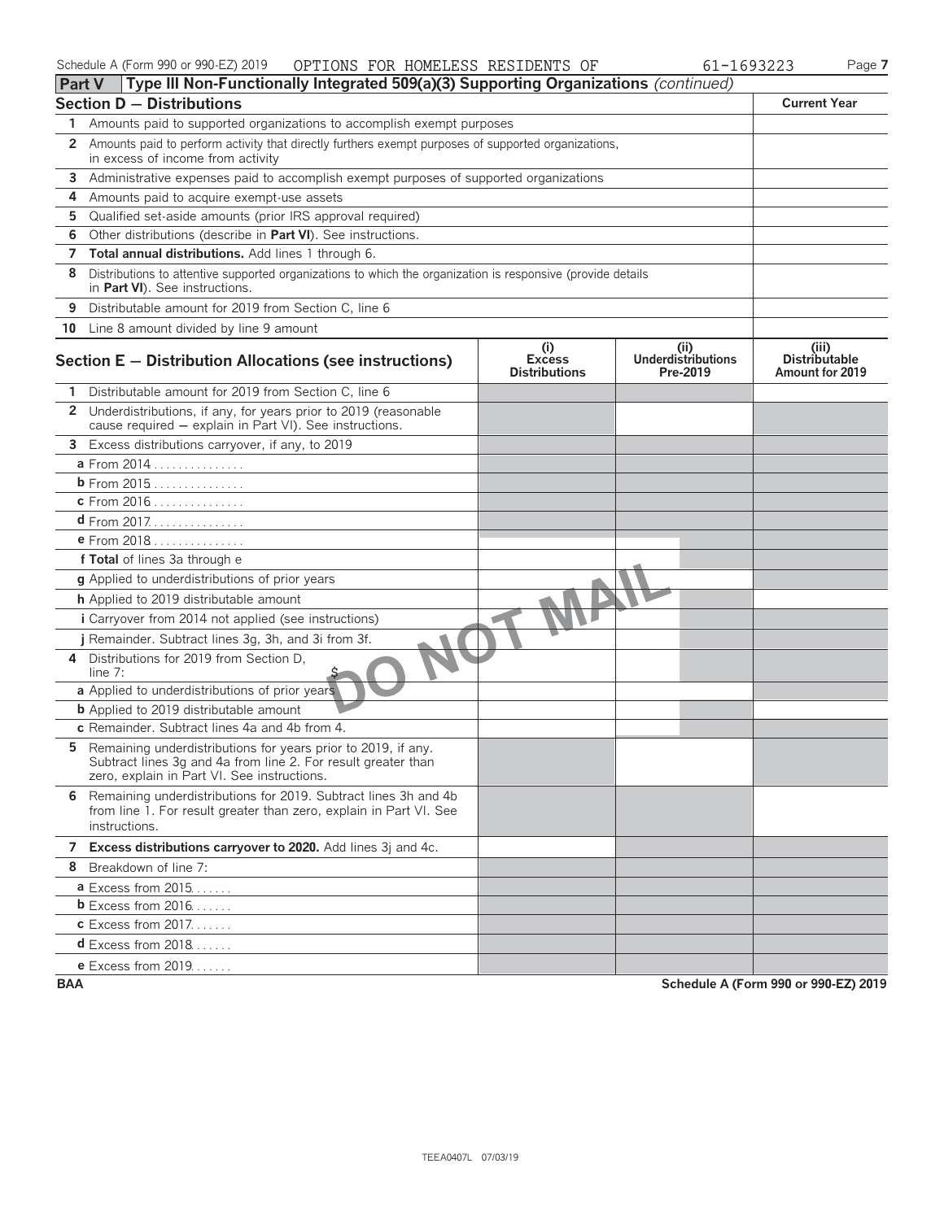## Part V Type III Non-Functionally Integrated 509(a)(3) Supporting Organizations *(continued)*

| Section D — Distributions | Current Year |
|---|---|
| 1 Amounts paid to supported organizations to accomplish exempt purposes | |
| 2 Amounts paid to perform activity that directly furthers exempt purposes of supported organizations, in excess of income from activity | |
| 3 Administrative expenses paid to accomplish exempt purposes of supported organizations | |
| 4 Amounts paid to acquire exempt-use assets | |
| 5 Qualified set-aside amounts (prior IRS approval required) | |
| 6 Other distributions (describe in **Part VI**). See instructions. | |
| 7 **Total annual distributions.** Add lines 1 through 6. | |
| 8 Distributions to attentive supported organizations to which the organization is responsive (provide details in **Part VI**). See instructions. | |
| 9 Distributable amount for 2019 from Section C, line 6 | |
| 10 Line 8 amount divided by line 9 amount | |

| Section E — Distribution Allocations (see instructions) | (i) Excess Distributions | (ii) Underdistributions Pre-2019 | (iii) Distributable Amount for 2019 |
|---|---|---|---|
| 1 Distributable amount for 2019 from Section C, line 6 | | | |
| 2 Underdistributions, if any, for years prior to 2019 (reasonable cause required — explain in Part VI). See instructions. | | | |
| 3 Excess distributions carryover, if any, to 2019 | | | |
| a From 2014 | | | |
| b From 2015 | | | |
| c From 2016 | | | |
| d From 2017 | | | |
| e From 2018 | | | |
| f **Total** of lines 3a through e | | | |
| g Applied to underdistributions of prior years | | | |
| h Applied to 2019 distributable amount | | | |
| i Carryover from 2014 not applied (see instructions) | | | |
| j Remainder. Subtract lines 3g, 3h, and 3i from 3f. | | | |
| 4 Distributions for 2019 from Section D, line 7: $ | | | |
| a Applied to underdistributions of prior years | | | |
| b Applied to 2019 distributable amount | | | |
| c Remainder. Subtract lines 4a and 4b from 4. | | | |
| 5 Remaining underdistributions for years prior to 2019, if any. Subtract lines 3g and 4a from line 2. For result greater than zero, explain in Part VI. See instructions. | | | |
| 6 Remaining underdistributions for 2019. Subtract lines 3h and 4b from line 1. For result greater than zero, explain in Part VI. See instructions. | | | |
| 7 **Excess distributions carryover to 2020.** Add lines 3j and 4c. | | | |
| 8 Breakdown of line 7: | | | |
| a Excess from 2015 | | | |
| b Excess from 2016 | | | |
| c Excess from 2017 | | | |
| d Excess from 2018 | | | |
| e Excess from 2019 | | | |

DO NOT MAIL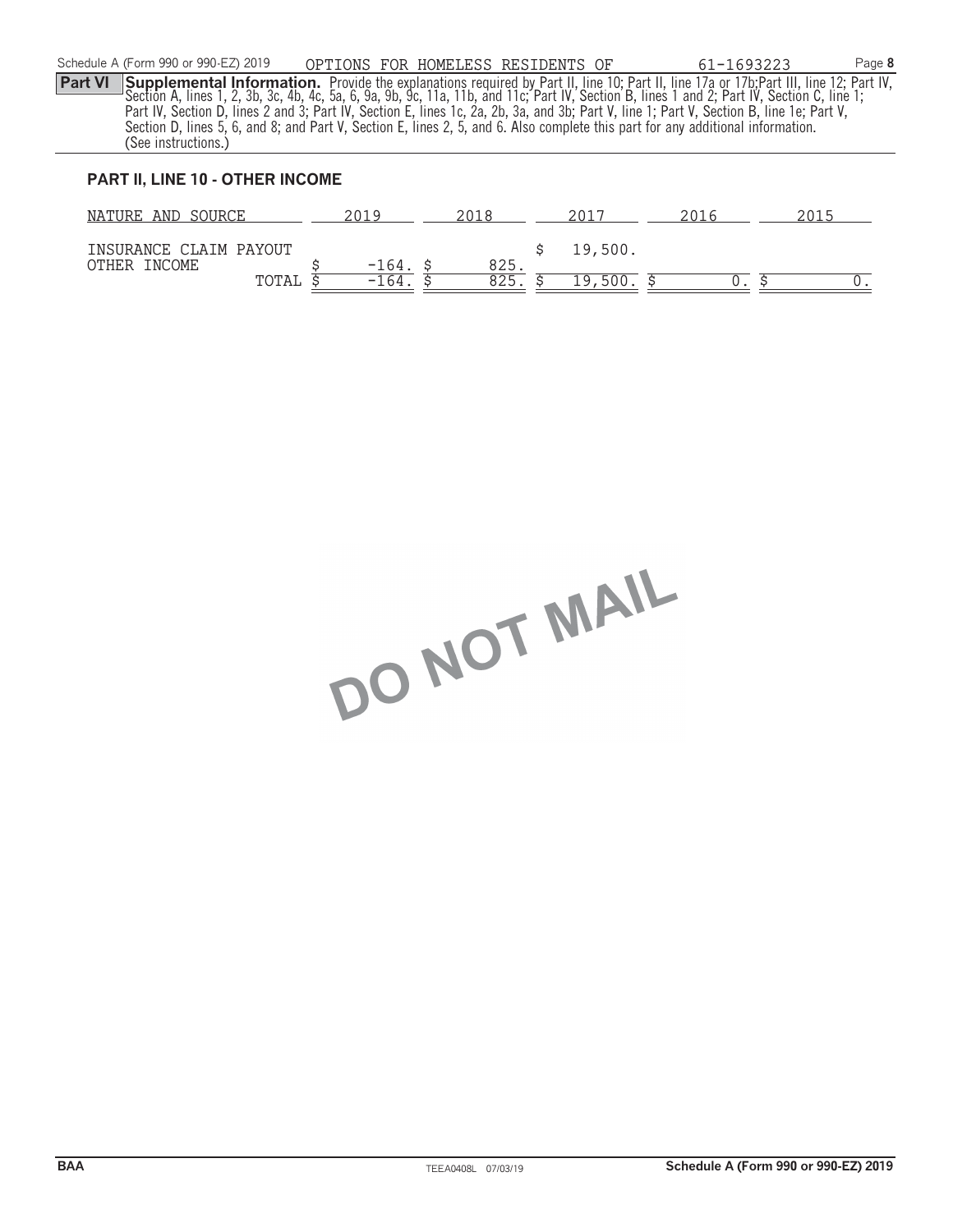Schedule A (Form 990 or 990-EZ) 2019 OPTIONS FOR HOMELESS RESIDENTS OF 61-1693223 Page **8**

**Part VI** **Supplemental Information.** Provide the explanations required by Part II, line 10; Part II, line 17a or 17b;Part III, line 12; Part IV, Section A, lines 1, 2, 3b, 3c, 4b, 4c, 5a, 6, 9a, 9b, 9c, 11a, 11b, and 11c; Part IV, Section B, lines 1 and 2; Part IV, Section C, line 1; Part IV, Section D, lines 2 and 3; Part IV, Section E, lines 1c, 2a, 2b, 3a, and 3b; Part V, line 1; Part V, Section B, line 1e; Part V, Section D, lines 5, 6, and 8; and Part V, Section E, lines 2, 5, and 6. Also complete this part for any additional information. (See instructions.)

## PART II, LINE 10 - OTHER INCOME

| NATURE AND SOURCE | 2019 | 2018 | 2017 | 2016 | 2015 |
|---|---|---|---|---|---|
| INSURANCE CLAIM PAYOUT | | | $ 19,500. | | |
| OTHER INCOME | $ -164. | $ 825. | | | |
| TOTAL | $ -164. | $ 825. | $ 19,500. | $ 0. | $ 0. |

DO NOT MAIL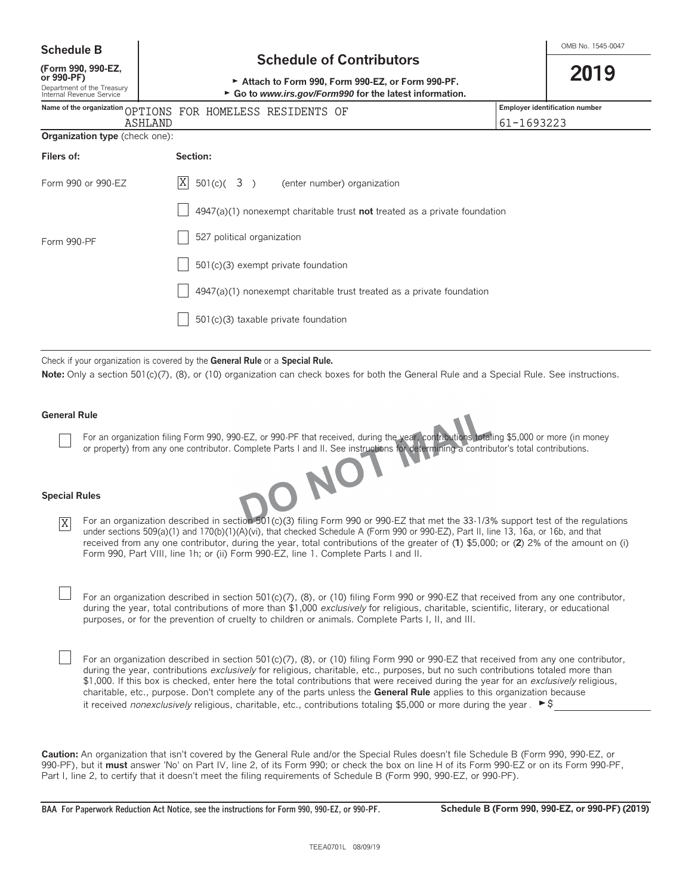# Schedule B

**(Form 990, 990-EZ, or 990-PF)**

Department of the Treasury
Internal Revenue Service

## Schedule of Contributors

► **Attach to Form 990, Form 990-EZ, or Form 990-PF.**

► **Go to *www.irs.gov/Form990* for the latest information.**

OMB No. 1545-0047

**2019**

| Name of the organization | Employer identification number |
|---|---|
| OPTIONS FOR HOMELESS RESIDENTS OF ASHLAND | 61-1693223 |

**Organization type** (check one):

| Filers of: | Section: |
|---|---|
| Form 990 or 990-EZ | [X] 501(c)( 3 ) (enter number) organization |
| | [ ] 4947(a)(1) nonexempt charitable trust **not** treated as a private foundation |
| | [ ] 527 political organization |
| Form 990-PF | [ ] 501(c)(3) exempt private foundation |
| | [ ] 4947(a)(1) nonexempt charitable trust treated as a private foundation |
| | [ ] 501(c)(3) taxable private foundation |

Check if your organization is covered by the **General Rule** or a **Special Rule.**

**Note:** Only a section 501(c)(7), (8), or (10) organization can check boxes for both the General Rule and a Special Rule. See instructions.

DO NOT MAIL

**General Rule**

[ ] For an organization filing Form 990, 990-EZ, or 990-PF that received, during the year, contributions totaling $5,000 or more (in money or property) from any one contributor. Complete Parts I and II. See instructions for determining a contributor's total contributions.

**Special Rules**

[X] For an organization described in section 501(c)(3) filing Form 990 or 990-EZ that met the 33-1/3% support test of the regulations under sections 509(a)(1) and 170(b)(1)(A)(vi), that checked Schedule A (Form 990 or 990-EZ), Part II, line 13, 16a, or 16b, and that received from any one contributor, during the year, total contributions of the greater of (**1**) $5,000; or (**2**) 2% of the amount on (i) Form 990, Part VIII, line 1h; or (ii) Form 990-EZ, line 1. Complete Parts I and II.

[ ] For an organization described in section 501(c)(7), (8), or (10) filing Form 990 or 990-EZ that received from any one contributor, during the year, total contributions of more than $1,000 *exclusively* for religious, charitable, scientific, literary, or educational purposes, or for the prevention of cruelty to children or animals. Complete Parts I, II, and III.

[ ] For an organization described in section 501(c)(7), (8), or (10) filing Form 990 or 990-EZ that received from any one contributor, during the year, contributions *exclusively* for religious, charitable, etc., purposes, but no such contributions totaled more than $1,000. If this box is checked, enter here the total contributions that were received during the year for an *exclusively* religious, charitable, etc., purpose. Don't complete any of the parts unless the **General Rule** applies to this organization because it received *nonexclusively* religious, charitable, etc., contributions totaling $5,000 or more during the year. ► $

**Caution:** An organization that isn't covered by the General Rule and/or the Special Rules doesn't file Schedule B (Form 990, 990-EZ, or 990-PF), but it **must** answer 'No' on Part IV, line 2, of its Form 990; or check the box on line H of its Form 990-EZ or on its Form 990-PF, Part I, line 2, to certify that it doesn't meet the filing requirements of Schedule B (Form 990, 990-EZ, or 990-PF).

**BAA For Paperwork Reduction Act Notice, see the instructions for Form 990, 990-EZ, or 990-PF.** **Schedule B (Form 990, 990-EZ, or 990-PF) (2019)**

TEEA0701L 08/09/19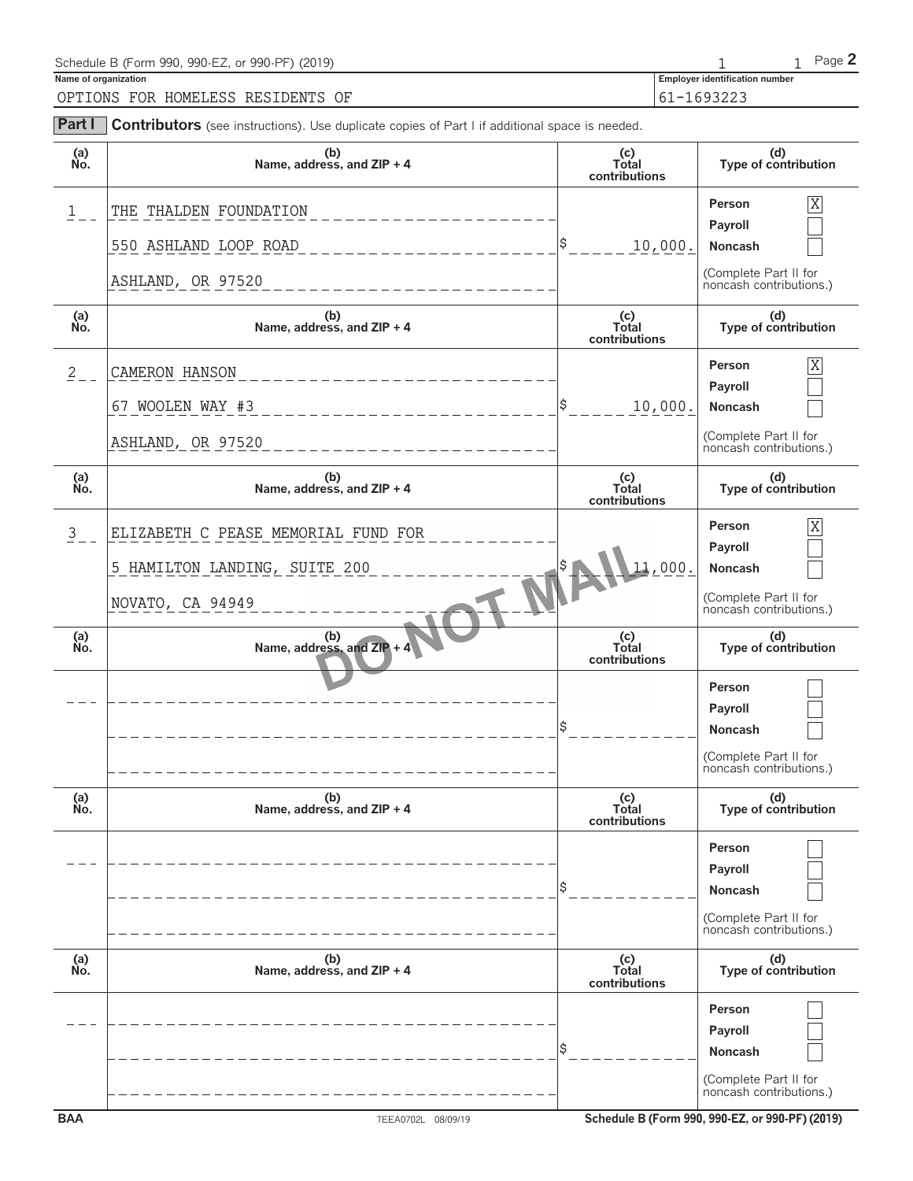Schedule B (Form 990, 990-EZ, or 990-PF) (2019) Page **2**

**Name of organization**
OPTIONS FOR HOMELESS RESIDENTS OF

**Employer identification number**
61-1693223

**Part I** **Contributors** (see instructions). Use duplicate copies of Part I if additional space is needed.

| (a) No. | (b) Name, address, and ZIP + 4 | (c) Total contributions | (d) Type of contribution |
|---|---|---|---|
| 1 | THE THALDEN FOUNDATION<br>550 ASHLAND LOOP ROAD<br>ASHLAND, OR 97520 | $ 10,000. | Person [X]<br>Payroll [ ]<br>Noncash [ ]<br>(Complete Part II for noncash contributions.) |
| 2 | CAMERON HANSON<br>67 WOOLEN WAY #3<br>ASHLAND, OR 97520 | $ 10,000. | Person [X]<br>Payroll [ ]<br>Noncash [ ]<br>(Complete Part II for noncash contributions.) |
| 3 | ELIZABETH C PEASE MEMORIAL FUND FOR<br>5 HAMILTON LANDING, SUITE 200<br>NOVATO, CA 94949 | $ 11,000. | Person [X]<br>Payroll [ ]<br>Noncash [ ]<br>(Complete Part II for noncash contributions.) |
| | | $ | Person [ ]<br>Payroll [ ]<br>Noncash [ ]<br>(Complete Part II for noncash contributions.) |
| | | $ | Person [ ]<br>Payroll [ ]<br>Noncash [ ]<br>(Complete Part II for noncash contributions.) |
| | | $ | Person [ ]<br>Payroll [ ]<br>Noncash [ ]<br>(Complete Part II for noncash contributions.) |

DO NOT MAIL

BAA TEEA0702L 08/09/19 Schedule B (Form 990, 990-EZ, or 990-PF) (2019)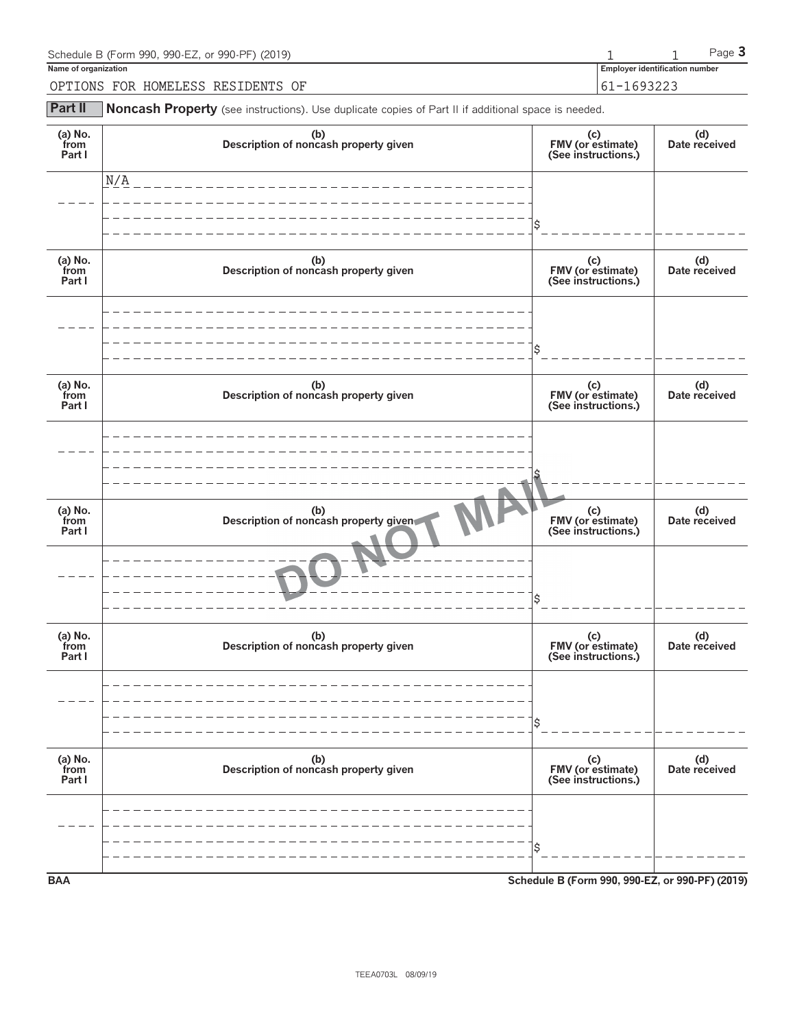Schedule B (Form 990, 990-EZ, or 990-PF) (2019) Page **3**

**Name of organization**

OPTIONS FOR HOMELESS RESIDENTS OF

**Employer identification number**

61-1693223

**Part II** **Noncash Property** (see instructions). Use duplicate copies of Part II if additional space is needed.

| (a) No. from Part I | (b) Description of noncash property given | (c) FMV (or estimate) (See instructions.) | (d) Date received |
|---|---|---|---|
| | N/A | $ | |

| (a) No. from Part I | (b) Description of noncash property given | (c) FMV (or estimate) (See instructions.) | (d) Date received |
|---|---|---|---|
| | | $ | |

| (a) No. from Part I | (b) Description of noncash property given | (c) FMV (or estimate) (See instructions.) | (d) Date received |
|---|---|---|---|
| | | $ | |

DO NOT MAIL

| (a) No. from Part I | (b) Description of noncash property given | (c) FMV (or estimate) (See instructions.) | (d) Date received |
|---|---|---|---|
| | | $ | |

| (a) No. from Part I | (b) Description of noncash property given | (c) FMV (or estimate) (See instructions.) | (d) Date received |
|---|---|---|---|
| | | $ | |

| (a) No. from Part I | (b) Description of noncash property given | (c) FMV (or estimate) (See instructions.) | (d) Date received |
|---|---|---|---|
| | | $ | |

BAA **Schedule B (Form 990, 990-EZ, or 990-PF) (2019)**

TEEA0703L 08/09/19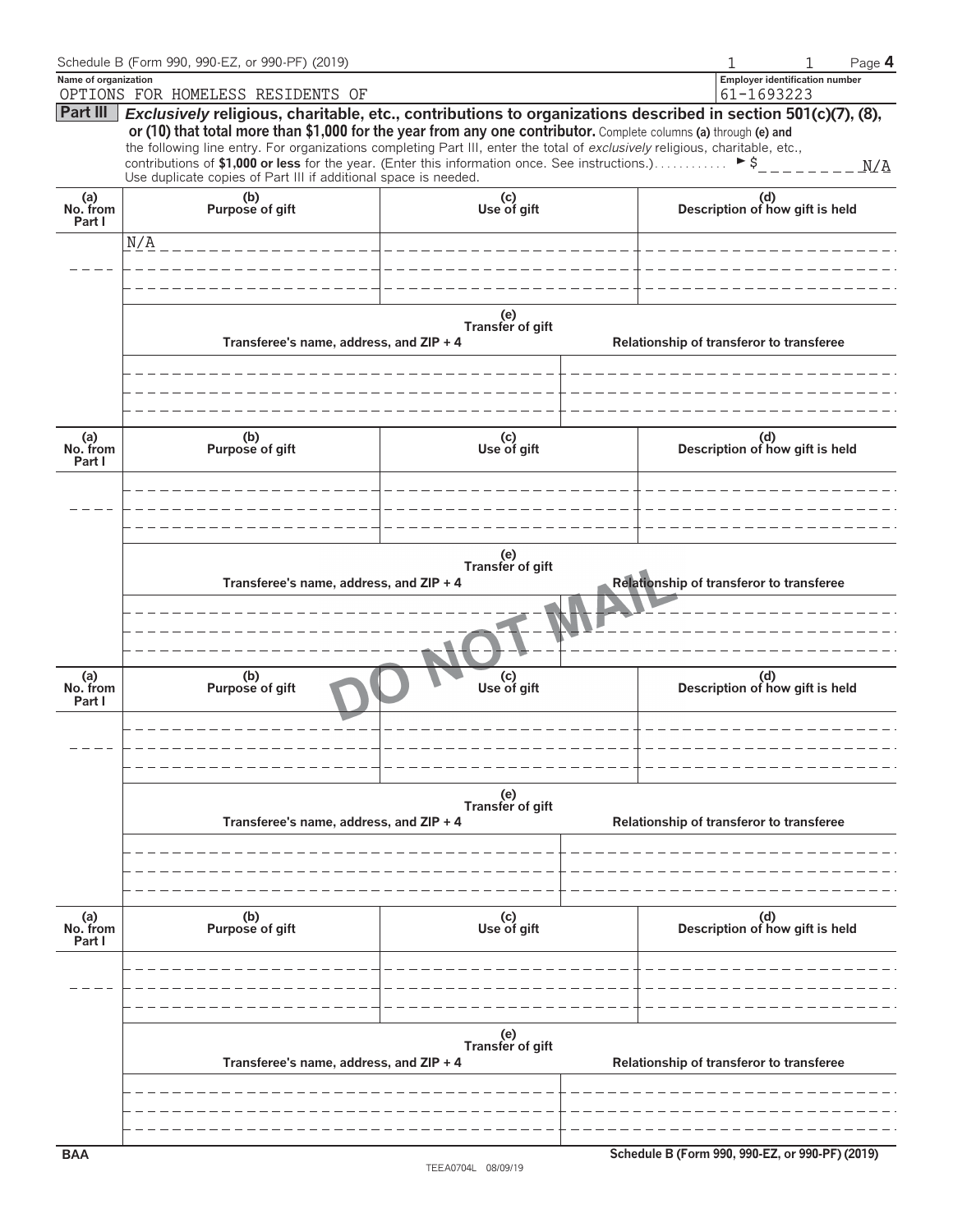Schedule B (Form 990, 990-EZ, or 990-PF) (2019)

**Name of organization**
OPTIONS FOR HOMELESS RESIDENTS OF

**Employer identification number**
61-1693223

**Part III** ***Exclusively*** **religious, charitable, etc., contributions to organizations described in section 501(c)(7), (8), or (10) that total more than $1,000 for the year from any one contributor.** Complete columns **(a)** through **(e)** and the following line entry. For organizations completing Part III, enter the total of *exclusively* religious, charitable, etc., contributions of **$1,000 or less** for the year. (Enter this information once. See instructions.) ► $ N/A

Use duplicate copies of Part III if additional space is needed.

| (a) No. from Part I | (b) Purpose of gift | (c) Use of gift | (d) Description of how gift is held |
|---|---|---|---|
| | N/A | | |

| (e) Transfer of gift | |
|---|---|
| Transferee's name, address, and ZIP + 4 | Relationship of transferor to transferee |
| | |

| (a) No. from Part I | (b) Purpose of gift | (c) Use of gift | (d) Description of how gift is held |
|---|---|---|---|
| | | | |

| (e) Transfer of gift | |
|---|---|
| Transferee's name, address, and ZIP + 4 | Relationship of transferor to transferee |
| | |

DO NOT MAIL

| (a) No. from Part I | (b) Purpose of gift | (c) Use of gift | (d) Description of how gift is held |
|---|---|---|---|
| | | | |

| (e) Transfer of gift | |
|---|---|
| Transferee's name, address, and ZIP + 4 | Relationship of transferor to transferee |
| | |

| (a) No. from Part I | (b) Purpose of gift | (c) Use of gift | (d) Description of how gift is held |
|---|---|---|---|
| | | | |

| (e) Transfer of gift | |
|---|---|
| Transferee's name, address, and ZIP + 4 | Relationship of transferor to transferee |
| | |

BAA TEEA0704L 08/09/19 Schedule B (Form 990, 990-EZ, or 990-PF) (2019)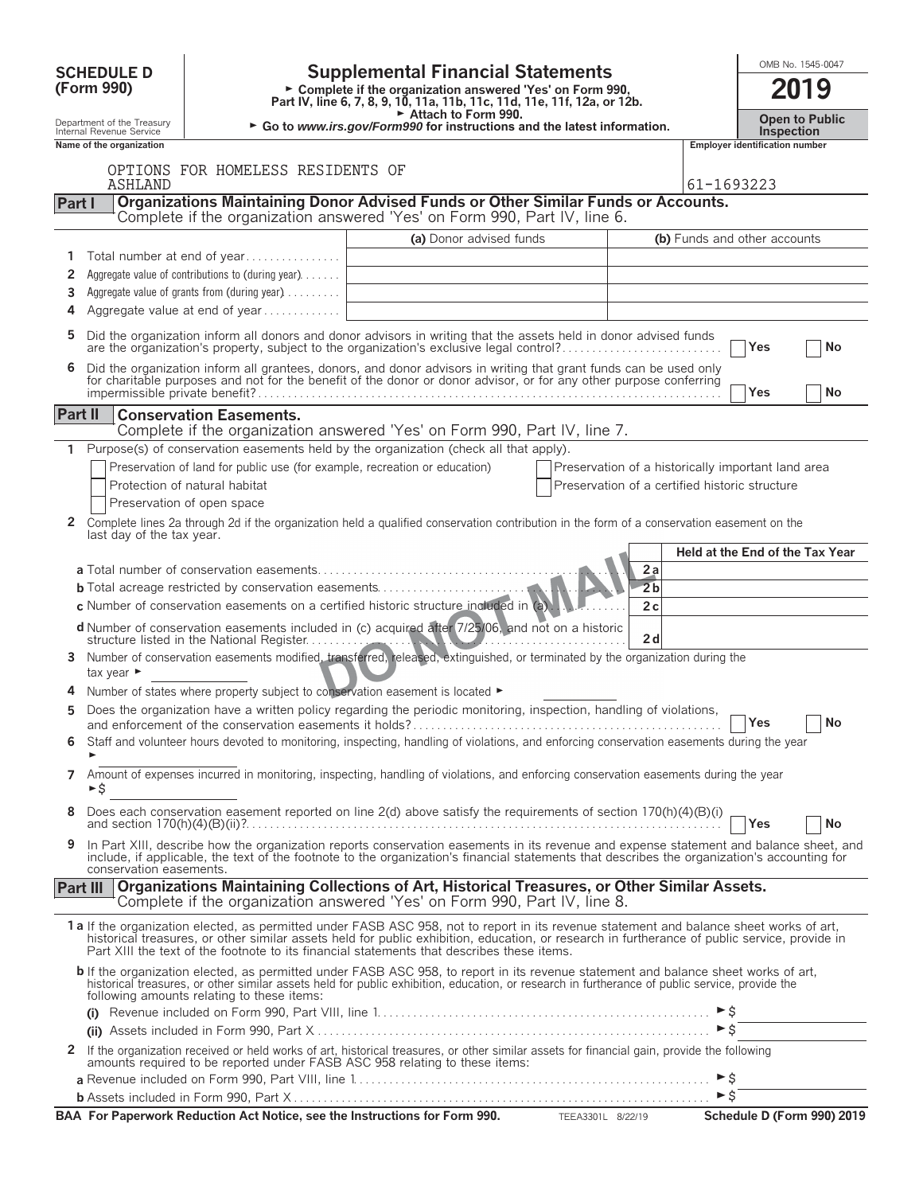**SCHEDULE D (Form 990)**

Department of the Treasury
Internal Revenue Service

# Supplemental Financial Statements

► Complete if the organization answered 'Yes' on Form 990, Part IV, line 6, 7, 8, 9, 10, 11a, 11b, 11c, 11d, 11e, 11f, 12a, or 12b.
► Attach to Form 990.
► Go to *www.irs.gov/Form990* for instructions and the latest information.

OMB No. 1545-0047

**2019**

**Open to Public Inspection**

| Name of the organization | Employer identification number |
|---|---|
| OPTIONS FOR HOMELESS RESIDENTS OF ASHLAND | 61-1693223 |

## Part I Organizations Maintaining Donor Advised Funds or Other Similar Funds or Accounts.

Complete if the organization answered 'Yes' on Form 990, Part IV, line 6.

| | | (a) Donor advised funds | (b) Funds and other accounts |
|---|---|---|---|
| 1 | Total number at end of year | | |
| 2 | Aggregate value of contributions to (during year) | | |
| 3 | Aggregate value of grants from (during year) | | |
| 4 | Aggregate value at end of year | | |

5 Did the organization inform all donors and donor advisors in writing that the assets held in donor advised funds are the organization's property, subject to the organization's exclusive legal control? ☐ Yes ☐ No

6 Did the organization inform all grantees, donors, and donor advisors in writing that grant funds can be used only for charitable purposes and not for the benefit of the donor or donor advisor, or for any other purpose conferring impermissible private benefit? ☐ Yes ☐ No

## Part II Conservation Easements.

Complete if the organization answered 'Yes' on Form 990, Part IV, line 7.

1 Purpose(s) of conservation easements held by the organization (check all that apply).

☐ Preservation of land for public use (for example, recreation or education)
☐ Protection of natural habitat
☐ Preservation of open space
☐ Preservation of a historically important land area
☐ Preservation of a certified historic structure

2 Complete lines 2a through 2d if the organization held a qualified conservation contribution in the form of a conservation easement on the last day of the tax year.

| | | Held at the End of the Tax Year |
|---|---|---|
| a Total number of conservation easements | 2a | |
| b Total acreage restricted by conservation easements | 2b | |
| c Number of conservation easements on a certified historic structure included in (a) | 2c | |
| d Number of conservation easements included in (c) acquired after 7/25/06, and not on a historic structure listed in the National Register | 2d | |

DO NOT MAIL

3 Number of conservation easements modified, transferred, released, extinguished, or terminated by the organization during the tax year ►

4 Number of states where property subject to conservation easement is located ►

5 Does the organization have a written policy regarding the periodic monitoring, inspection, handling of violations, and enforcement of the conservation easements it holds? ☐ Yes ☐ No

6 Staff and volunteer hours devoted to monitoring, inspecting, handling of violations, and enforcing conservation easements during the year ►

7 Amount of expenses incurred in monitoring, inspecting, handling of violations, and enforcing conservation easements during the year ►$

8 Does each conservation easement reported on line 2(d) above satisfy the requirements of section 170(h)(4)(B)(i) and section 170(h)(4)(B)(ii)? ☐ Yes ☐ No

9 In Part XIII, describe how the organization reports conservation easements in its revenue and expense statement and balance sheet, and include, if applicable, the text of the footnote to the organization's financial statements that describes the organization's accounting for conservation easements.

## Part III Organizations Maintaining Collections of Art, Historical Treasures, or Other Similar Assets.

Complete if the organization answered 'Yes' on Form 990, Part IV, line 8.

1a If the organization elected, as permitted under FASB ASC 958, not to report in its revenue statement and balance sheet works of art, historical treasures, or other similar assets held for public exhibition, education, or research in furtherance of public service, provide in Part XIII the text of the footnote to its financial statements that describes these items.

b If the organization elected, as permitted under FASB ASC 958, to report in its revenue statement and balance sheet works of art, historical treasures, or other similar assets held for public exhibition, education, or research in furtherance of public service, provide the following amounts relating to these items:

(i) Revenue included on Form 990, Part VIII, line 1 ►$

(ii) Assets included in Form 990, Part X ►$

2 If the organization received or held works of art, historical treasures, or other similar assets for financial gain, provide the following amounts required to be reported under FASB ASC 958 relating to these items:

a Revenue included on Form 990, Part VIII, line 1 ►$

b Assets included in Form 990, Part X ►$

**BAA For Paperwork Reduction Act Notice, see the Instructions for Form 990.** TEEA3301L 8/22/19 **Schedule D (Form 990) 2019**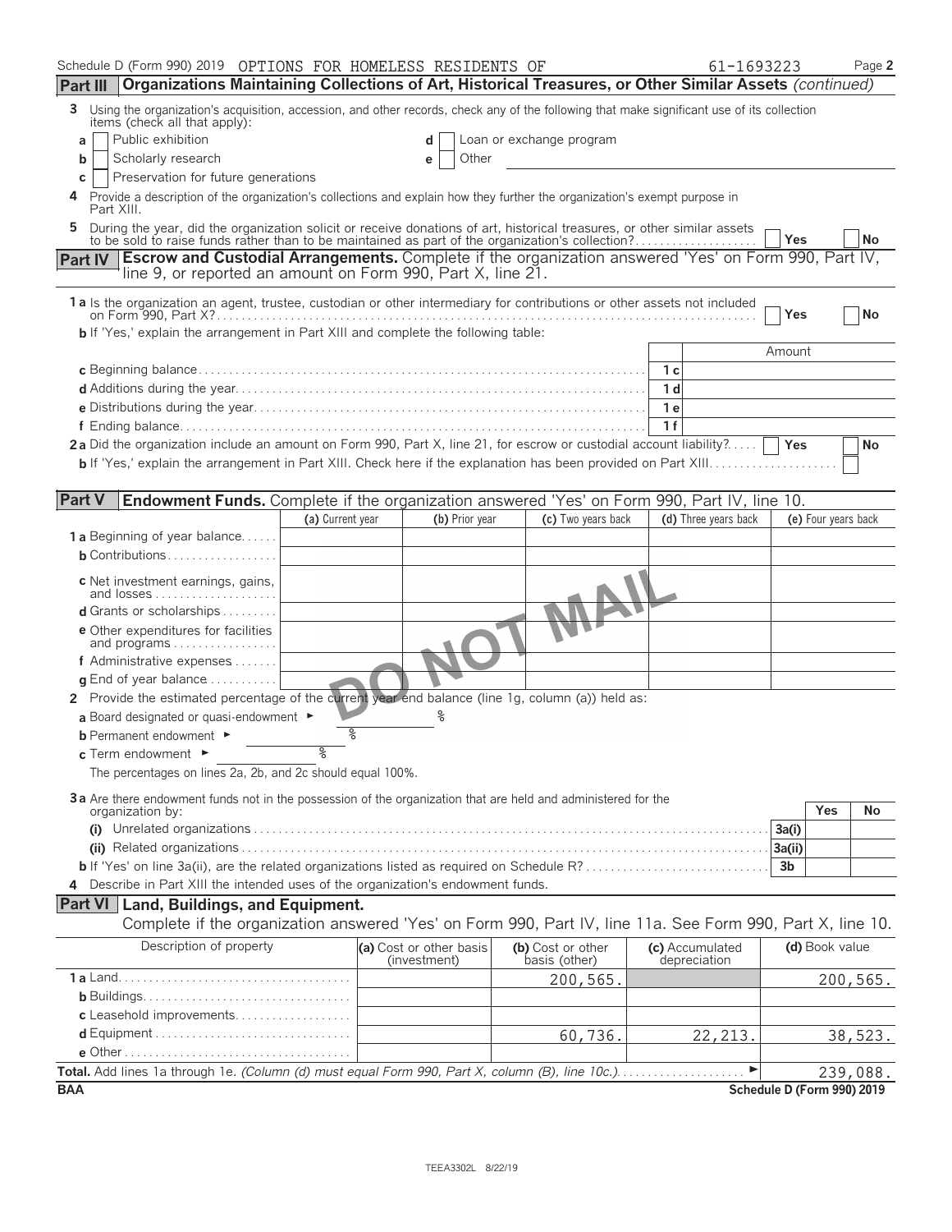Schedule D (Form 990) 2019 OPTIONS FOR HOMELESS RESIDENTS OF 61-1693223 Page 2

## Part III Organizations Maintaining Collections of Art, Historical Treasures, or Other Similar Assets *(continued)*

**3** Using the organization's acquisition, accession, and other records, check any of the following that make significant use of its collection items (check all that apply):

- **a** ☐ Public exhibition
- **b** ☐ Scholarly research
- **c** ☐ Preservation for future generations
- **d** ☐ Loan or exchange program
- **e** ☐ Other

**4** Provide a description of the organization's collections and explain how they further the organization's exempt purpose in Part XIII.

**5** During the year, did the organization solicit or receive donations of art, historical treasures, or other similar assets to be sold to raise funds rather than to be maintained as part of the organization's collection? ☐ Yes ☐ No

## Part IV Escrow and Custodial Arrangements. 
Complete if the organization answered 'Yes' on Form 990, Part IV, line 9, or reported an amount on Form 990, Part X, line 21.

**1a** Is the organization an agent, trustee, custodian or other intermediary for contributions or other assets not included on Form 990, Part X? ☐ Yes ☐ No

**b** If 'Yes,' explain the arrangement in Part XIII and complete the following table:

| | | Amount |
|---|---|---|
| **c** Beginning balance | 1 c | |
| **d** Additions during the year | 1 d | |
| **e** Distributions during the year | 1 e | |
| **f** Ending balance | 1 f | |

**2a** Did the organization include an amount on Form 990, Part X, line 21, for escrow or custodial account liability? ☐ Yes ☐ No

**b** If 'Yes,' explain the arrangement in Part XIII. Check here if the explanation has been provided on Part XIII ☐

## Part V Endowment Funds. 
Complete if the organization answered 'Yes' on Form 990, Part IV, line 10.

| | (a) Current year | (b) Prior year | (c) Two years back | (d) Three years back | (e) Four years back |
|---|---|---|---|---|---|
| **1a** Beginning of year balance | | | | | |
| **b** Contributions | | | | | |
| **c** Net investment earnings, gains, and losses | | | | | |
| **d** Grants or scholarships | | | | | |
| **e** Other expenditures for facilities and programs | | | | | |
| **f** Administrative expenses | | | | | |
| **g** End of year balance | | | | | |

DO NOT MAIL

**2** Provide the estimated percentage of the current year end balance (line 1g, column (a)) held as:

- **a** Board designated or quasi-endowment ► %
- **b** Permanent endowment ► %
- **c** Term endowment ► %

The percentages on lines 2a, 2b, and 2c should equal 100%.

**3a** Are there endowment funds not in the possession of the organization that are held and administered for the organization by:

| | | Yes | No |
|---|---|---|---|
| **(i)** Unrelated organizations | 3a(i) | | |
| **(ii)** Related organizations | 3a(ii) | | |
| **b** If 'Yes' on line 3a(ii), are the related organizations listed as required on Schedule R? | 3b | | |

**4** Describe in Part XIII the intended uses of the organization's endowment funds.

## Part VI Land, Buildings, and Equipment.
Complete if the organization answered 'Yes' on Form 990, Part IV, line 11a. See Form 990, Part X, line 10.

| Description of property | (a) Cost or other basis (investment) | (b) Cost or other basis (other) | (c) Accumulated depreciation | (d) Book value |
|---|---|---|---|---|
| **1a** Land | | 200,565. | | 200,565. |
| **b** Buildings | | | | |
| **c** Leasehold improvements | | | | |
| **d** Equipment | | 60,736. | 22,213. | 38,523. |
| **e** Other | | | | |
| **Total.** Add lines 1a through 1e. *(Column (d) must equal Form 990, Part X, column (B), line 10c.)* ► | | | | 239,088. |

BAA Schedule D (Form 990) 2019

TEEA3302L 8/22/19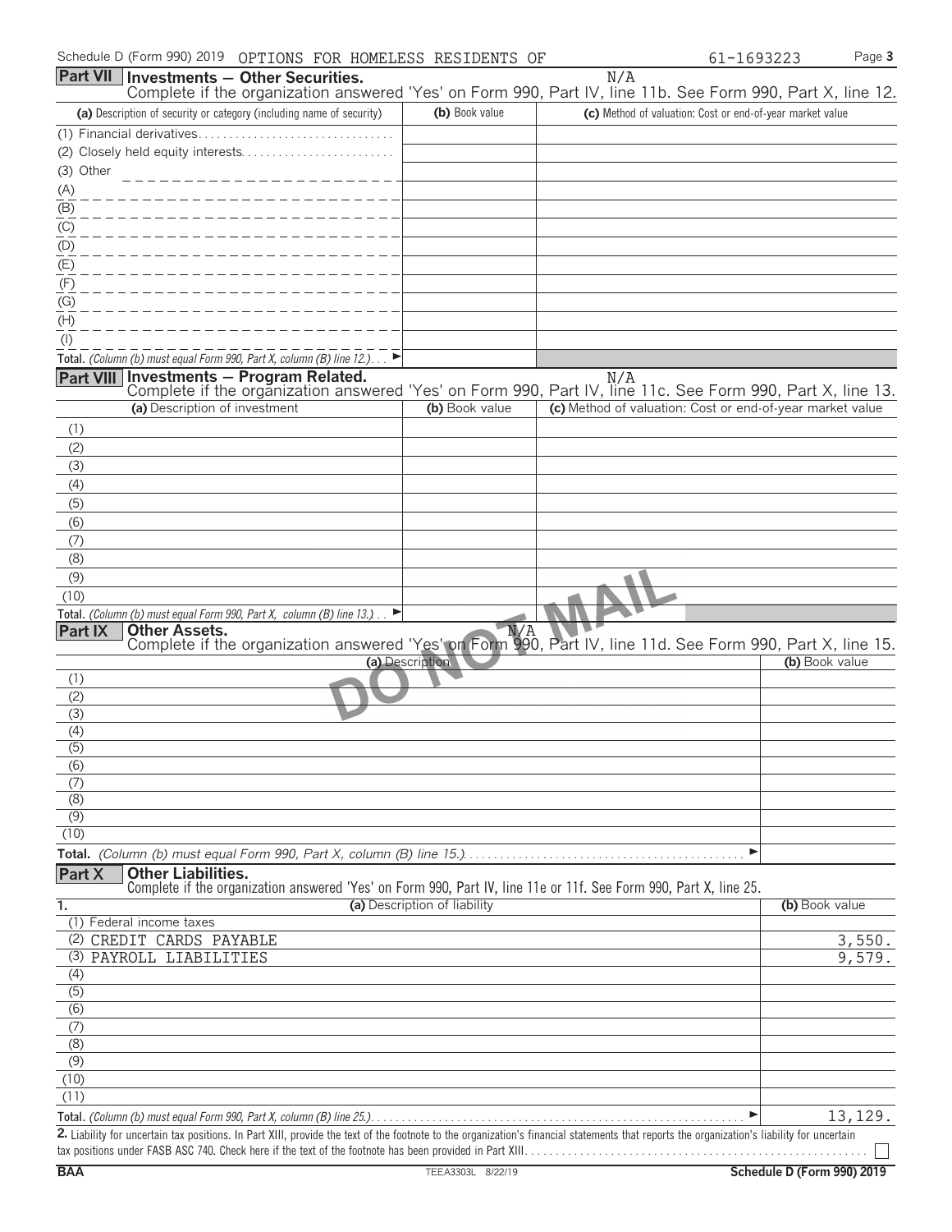Schedule D (Form 990) 2019 OPTIONS FOR HOMELESS RESIDENTS OF 61-1693223

## Part VII Investments — Other Securities.

N/A

Complete if the organization answered 'Yes' on Form 990, Part IV, line 11b. See Form 990, Part X, line 12.

| (a) Description of security or category (including name of security) | (b) Book value | (c) Method of valuation: Cost or end-of-year market value |
|---|---|---|
| (1) Financial derivatives | | |
| (2) Closely held equity interests | | |
| (3) Other | | |
| (A) | | |
| (B) | | |
| (C) | | |
| (D) | | |
| (E) | | |
| (F) | | |
| (G) | | |
| (H) | | |
| (I) | | |
| **Total.** *(Column (b) must equal Form 990, Part X, column (B) line 12.)* ► | | |

## Part VIII Investments — Program Related.

N/A

Complete if the organization answered 'Yes' on Form 990, Part IV, line 11c. See Form 990, Part X, line 13.

| (a) Description of investment | (b) Book value | (c) Method of valuation: Cost or end-of-year market value |
|---|---|---|
| (1) | | |
| (2) | | |
| (3) | | |
| (4) | | |
| (5) | | |
| (6) | | |
| (7) | | |
| (8) | | |
| (9) | | |
| (10) | | |
| **Total.** *(Column (b) must equal Form 990, Part X, column (B) line 13.)* ► | | |

## Part IX Other Assets.

N/A

Complete if the organization answered 'Yes' on Form 990, Part IV, line 11d. See Form 990, Part X, line 15.

| (a) Description | (b) Book value |
|---|---|
| (1) | |
| (2) | |
| (3) | |
| (4) | |
| (5) | |
| (6) | |
| (7) | |
| (8) | |
| (9) | |
| (10) | |
| **Total.** *(Column (b) must equal Form 990, Part X, column (B) line 15.)* ► | |

DO NOT MAIL

## Part X Other Liabilities.

Complete if the organization answered 'Yes' on Form 990, Part IV, line 11e or 11f. See Form 990, Part X, line 25.

| 1. (a) Description of liability | (b) Book value |
|---|---|
| (1) Federal income taxes | |
| (2) CREDIT CARDS PAYABLE | 3,550. |
| (3) PAYROLL LIABILITIES | 9,579. |
| (4) | |
| (5) | |
| (6) | |
| (7) | |
| (8) | |
| (9) | |
| (10) | |
| (11) | |
| **Total.** *(Column (b) must equal Form 990, Part X, column (B) line 25.)* ► | 13,129. |

**2.** Liability for uncertain tax positions. In Part XIII, provide the text of the footnote to the organization's financial statements that reports the organization's liability for uncertain tax positions under FASB ASC 740. Check here if the text of the footnote has been provided in Part XIII ☐

BAA TEEA3303L 8/22/19 Schedule D (Form 990) 2019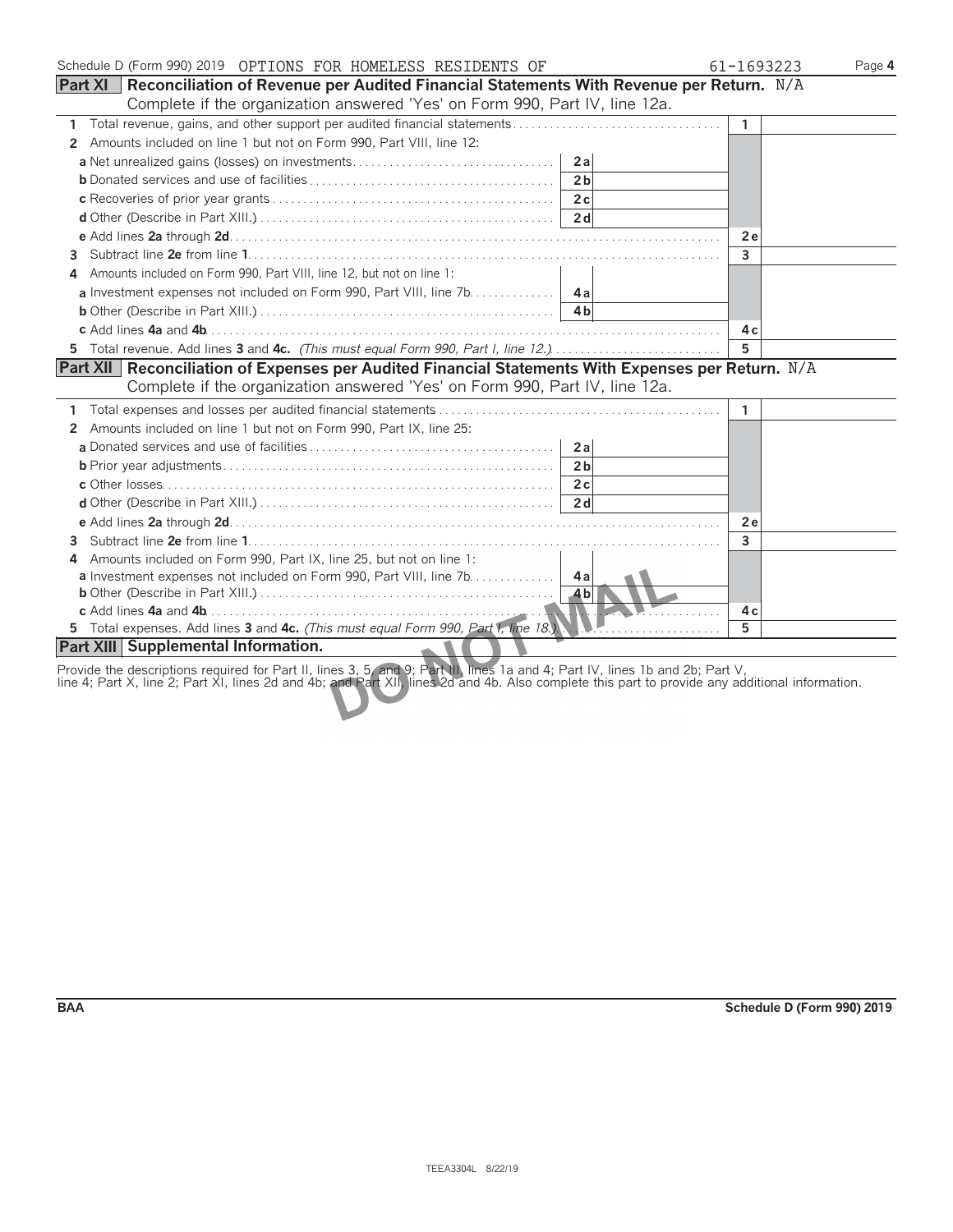Schedule D (Form 990) 2019 OPTIONS FOR HOMELESS RESIDENTS OF 61-1693223 Page 4

## Part XI Reconciliation of Revenue per Audited Financial Statements With Revenue per Return. N/A

Complete if the organization answered 'Yes' on Form 990, Part IV, line 12a.

| | | | | |
|---|---|---|---|---|
| **1** Total revenue, gains, and other support per audited financial statements | | | 1 | |
| **2** Amounts included on line 1 but not on Form 990, Part VIII, line 12: | | | | |
| **a** Net unrealized gains (losses) on investments | 2a | | | |
| **b** Donated services and use of facilities | 2b | | | |
| **c** Recoveries of prior year grants | 2c | | | |
| **d** Other (Describe in Part XIII.) | 2d | | | |
| **e** Add lines **2a** through **2d** | | | 2e | |
| **3** Subtract line **2e** from line **1** | | | 3 | |
| **4** Amounts included on Form 990, Part VIII, line 12, but not on line 1: | | | | |
| **a** Investment expenses not included on Form 990, Part VIII, line 7b | 4a | | | |
| **b** Other (Describe in Part XIII.) | 4b | | | |
| **c** Add lines **4a** and **4b** | | | 4c | |
| **5** Total revenue. Add lines **3** and **4c.** *(This must equal Form 990, Part I, line 12.)* | | | 5 | |

## Part XII Reconciliation of Expenses per Audited Financial Statements With Expenses per Return. N/A

Complete if the organization answered 'Yes' on Form 990, Part IV, line 12a.

| | | | | |
|---|---|---|---|---|
| **1** Total expenses and losses per audited financial statements | | | 1 | |
| **2** Amounts included on line 1 but not on Form 990, Part IX, line 25: | | | | |
| **a** Donated services and use of facilities | 2a | | | |
| **b** Prior year adjustments | 2b | | | |
| **c** Other losses | 2c | | | |
| **d** Other (Describe in Part XIII.) | 2d | | | |
| **e** Add lines **2a** through **2d** | | | 2e | |
| **3** Subtract line **2e** from line **1** | | | 3 | |
| **4** Amounts included on Form 990, Part IX, line 25, but not on line 1: | | | | |
| **a** Investment expenses not included on Form 990, Part VIII, line 7b | 4a | | | |
| **b** Other (Describe in Part XIII.) | 4b | | | |
| **c** Add lines **4a** and **4b** | | | 4c | |
| **5** Total expenses. Add lines **3** and **4c.** *(This must equal Form 990, Part I, line 18.)* | | | 5 | |

## Part XIII Supplemental Information.

Provide the descriptions required for Part II, lines 3, 5, and 9; Part III, lines 1a and 4; Part IV, lines 1b and 2b; Part V, line 4; Part X, line 2; Part XI, lines 2d and 4b; and Part XII, lines 2d and 4b. Also complete this part to provide any additional information.

DO NOT MAIL

BAA Schedule D (Form 990) 2019

TEEA3304L 8/22/19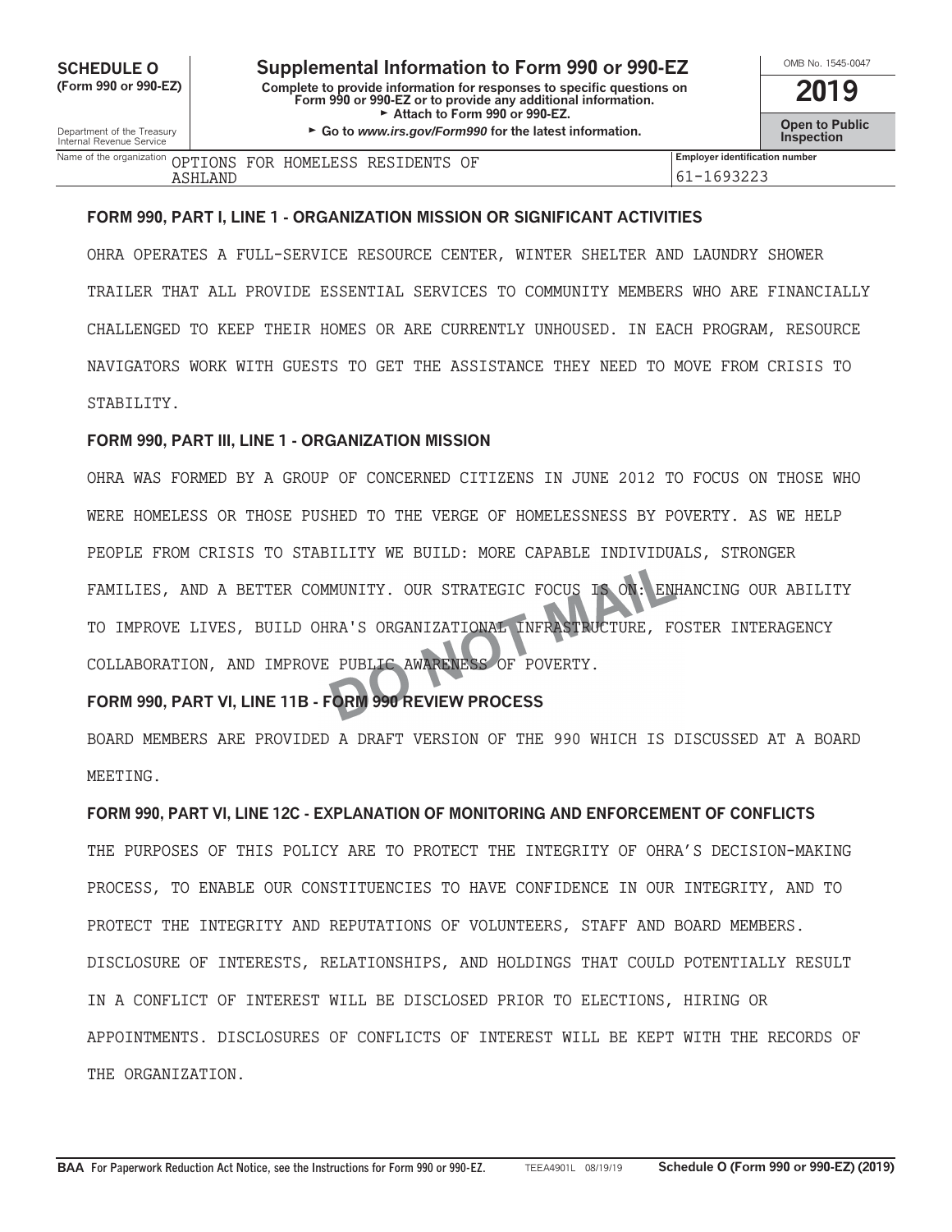**SCHEDULE O (Form 990 or 990-EZ)**

# Supplemental Information to Form 990 or 990-EZ

**Complete to provide information for responses to specific questions on Form 990 or 990-EZ or to provide any additional information.**
► Attach to Form 990 or 990-EZ.
► Go to *www.irs.gov/Form990* for the latest information.

OMB No. 1545-0047

**2019**

**Open to Public Inspection**

Department of the Treasury
Internal Revenue Service

| Name of the organization | Employer identification number |
|---|---|
| OPTIONS FOR HOMELESS RESIDENTS OF ASHLAND | 61-1693223 |

**FORM 990, PART I, LINE 1 - ORGANIZATION MISSION OR SIGNIFICANT ACTIVITIES**

OHRA OPERATES A FULL-SERVICE RESOURCE CENTER, WINTER SHELTER AND LAUNDRY SHOWER TRAILER THAT ALL PROVIDE ESSENTIAL SERVICES TO COMMUNITY MEMBERS WHO ARE FINANCIALLY CHALLENGED TO KEEP THEIR HOMES OR ARE CURRENTLY UNHOUSED. IN EACH PROGRAM, RESOURCE NAVIGATORS WORK WITH GUESTS TO GET THE ASSISTANCE THEY NEED TO MOVE FROM CRISIS TO STABILITY.

**FORM 990, PART III, LINE 1 - ORGANIZATION MISSION**

OHRA WAS FORMED BY A GROUP OF CONCERNED CITIZENS IN JUNE 2012 TO FOCUS ON THOSE WHO WERE HOMELESS OR THOSE PUSHED TO THE VERGE OF HOMELESSNESS BY POVERTY. AS WE HELP PEOPLE FROM CRISIS TO STABILITY WE BUILD: MORE CAPABLE INDIVIDUALS, STRONGER FAMILIES, AND A BETTER COMMUNITY. OUR STRATEGIC FOCUS IS ON: ENHANCING OUR ABILITY TO IMPROVE LIVES, BUILD OHRA'S ORGANIZATIONAL INFRASTRUCTURE, FOSTER INTERAGENCY COLLABORATION, AND IMPROVE PUBLIC AWARENESS OF POVERTY.

**FORM 990, PART VI, LINE 11B - FORM 990 REVIEW PROCESS**

BOARD MEMBERS ARE PROVIDED A DRAFT VERSION OF THE 990 WHICH IS DISCUSSED AT A BOARD MEETING.

**FORM 990, PART VI, LINE 12C - EXPLANATION OF MONITORING AND ENFORCEMENT OF CONFLICTS**

THE PURPOSES OF THIS POLICY ARE TO PROTECT THE INTEGRITY OF OHRA'S DECISION-MAKING PROCESS, TO ENABLE OUR CONSTITUENCIES TO HAVE CONFIDENCE IN OUR INTEGRITY, AND TO PROTECT THE INTEGRITY AND REPUTATIONS OF VOLUNTEERS, STAFF AND BOARD MEMBERS. DISCLOSURE OF INTERESTS, RELATIONSHIPS, AND HOLDINGS THAT COULD POTENTIALLY RESULT IN A CONFLICT OF INTEREST WILL BE DISCLOSED PRIOR TO ELECTIONS, HIRING OR APPOINTMENTS. DISCLOSURES OF CONFLICTS OF INTEREST WILL BE KEPT WITH THE RECORDS OF THE ORGANIZATION.

**BAA** For Paperwork Reduction Act Notice, see the Instructions for Form 990 or 990-EZ. TEEA4901L 08/19/19 **Schedule O (Form 990 or 990-EZ) (2019)**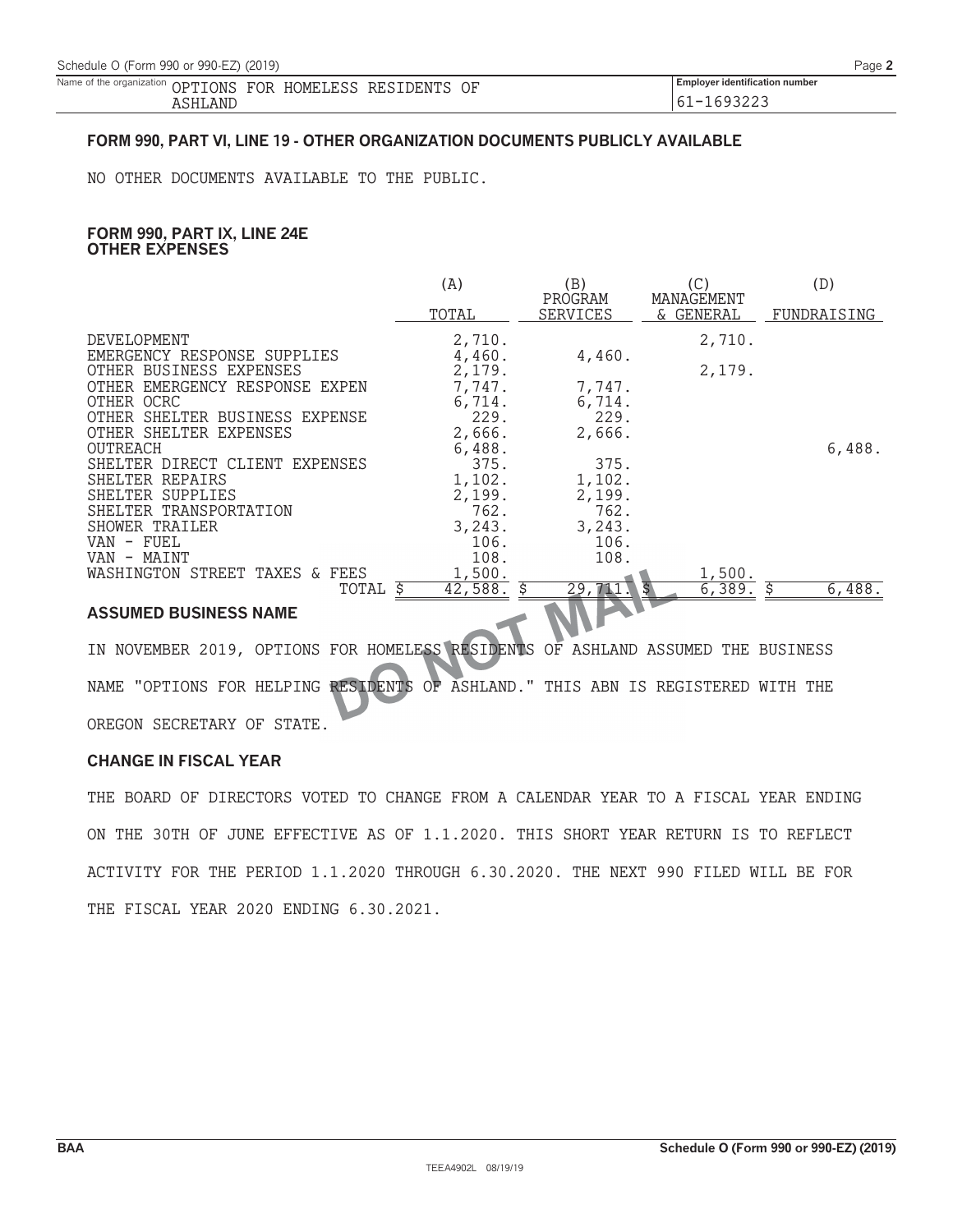Name of the organization OPTIONS FOR HOMELESS RESIDENTS OF ASHLAND

Employer identification number 61-1693223

### FORM 990, PART VI, LINE 19 - OTHER ORGANIZATION DOCUMENTS PUBLICLY AVAILABLE

NO OTHER DOCUMENTS AVAILABLE TO THE PUBLIC.

### FORM 990, PART IX, LINE 24E OTHER EXPENSES

| | (A) TOTAL | (B) PROGRAM SERVICES | (C) MANAGEMENT & GENERAL | (D) FUNDRAISING |
|---|---|---|---|---|
| DEVELOPMENT | 2,710. | | 2,710. | |
| EMERGENCY RESPONSE SUPPLIES | 4,460. | 4,460. | | |
| OTHER BUSINESS EXPENSES | 2,179. | | 2,179. | |
| OTHER EMERGENCY RESPONSE EXPEN | 7,747. | 7,747. | | |
| OTHER OCRC | 6,714. | 6,714. | | |
| OTHER SHELTER BUSINESS EXPENSE | 229. | 229. | | |
| OTHER SHELTER EXPENSES | 2,666. | 2,666. | | |
| OUTREACH | 6,488. | | | 6,488. |
| SHELTER DIRECT CLIENT EXPENSES | 375. | 375. | | |
| SHELTER REPAIRS | 1,102. | 1,102. | | |
| SHELTER SUPPLIES | 2,199. | 2,199. | | |
| SHELTER TRANSPORTATION | 762. | 762. | | |
| SHOWER TRAILER | 3,243. | 3,243. | | |
| VAN - FUEL | 106. | 106. | | |
| VAN - MAINT | 108. | 108. | | |
| WASHINGTON STREET TAXES & FEES | 1,500. | | 1,500. | |
| TOTAL | $ 42,588. | $ 29,711. | $ 6,389. | $ 6,488. |

### ASSUMED BUSINESS NAME

IN NOVEMBER 2019, OPTIONS FOR HOMELESS RESIDENTS OF ASHLAND ASSUMED THE BUSINESS NAME "OPTIONS FOR HELPING RESIDENTS OF ASHLAND." THIS ABN IS REGISTERED WITH THE OREGON SECRETARY OF STATE.

DO NOT MAIL

### CHANGE IN FISCAL YEAR

THE BOARD OF DIRECTORS VOTED TO CHANGE FROM A CALENDAR YEAR TO A FISCAL YEAR ENDING ON THE 30TH OF JUNE EFFECTIVE AS OF 1.1.2020. THIS SHORT YEAR RETURN IS TO REFLECT ACTIVITY FOR THE PERIOD 1.1.2020 THROUGH 6.30.2020. THE NEXT 990 FILED WILL BE FOR THE FISCAL YEAR 2020 ENDING 6.30.2021.